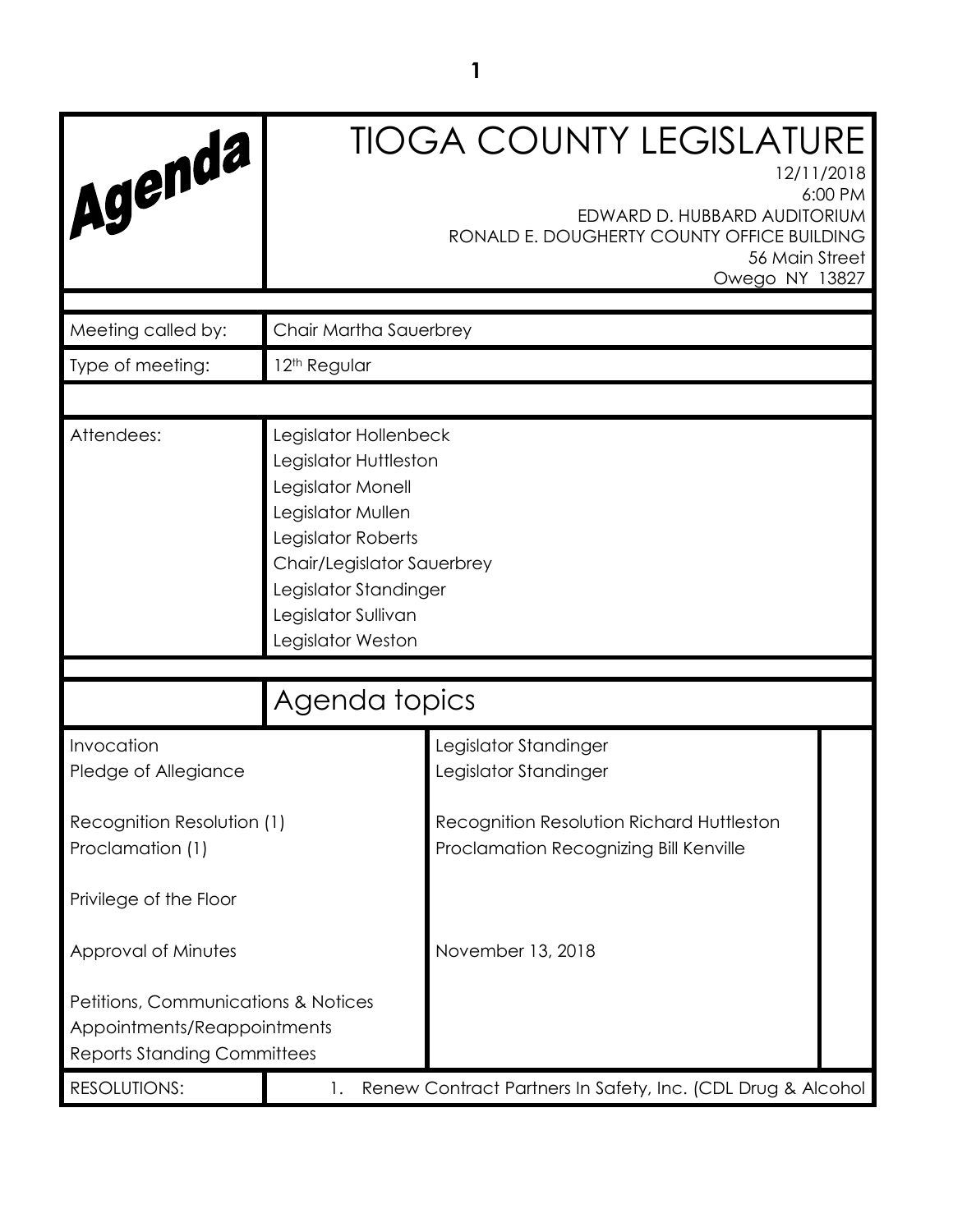# Agenda

# TIOGA COUNTY LEGISLATURE

12/11/2018
6:00 PM
EDWARD D. HUBBARD AUDITORIUM
RONALD E. DOUGHERTY COUNTY OFFICE BUILDING
56 Main Street
Owego NY 13827

| | |
|---|---|
| Meeting called by: | Chair Martha Sauerbrey |
| Type of meeting: | 12th Regular |

| | |
|---|---|
| Attendees: | Legislator Hollenbeck<br>Legislator Huttleston<br>Legislator Monell<br>Legislator Mullen<br>Legislator Roberts<br>Chair/Legislator Sauerbrey<br>Legislator Standinger<br>Legislator Sullivan<br>Legislator Weston |

## Agenda topics

| | |
|---|---|
| Invocation | Legislator Standinger |
| Pledge of Allegiance | Legislator Standinger |
| Recognition Resolution (1) | Recognition Resolution Richard Huttleston |
| Proclamation (1) | Proclamation Recognizing Bill Kenville |
| Privilege of the Floor | |
| Approval of Minutes | November 13, 2018 |
| Petitions, Communications & Notices | |
| Appointments/Reappointments | |
| Reports Standing Committees | |

| | |
|---|---|
| RESOLUTIONS: | 1. Renew Contract Partners In Safety, Inc. (CDL Drug & Alcohol |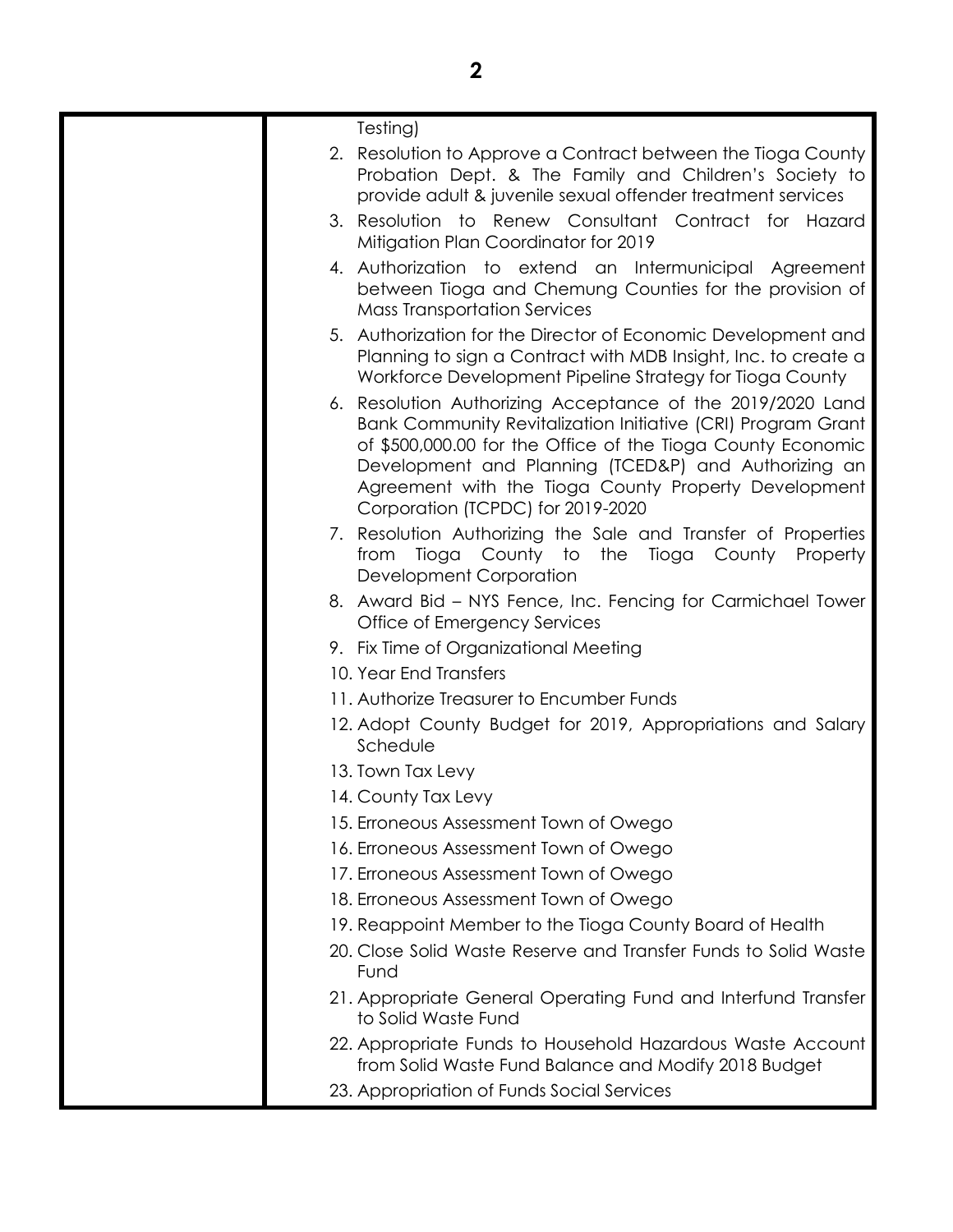| | |
|---|---|
| | Testing)<br>2. Resolution to Approve a Contract between the Tioga County Probation Dept. & The Family and Children's Society to provide adult & juvenile sexual offender treatment services<br>3. Resolution to Renew Consultant Contract for Hazard Mitigation Plan Coordinator for 2019<br>4. Authorization to extend an Intermunicipal Agreement between Tioga and Chemung Counties for the provision of Mass Transportation Services<br>5. Authorization for the Director of Economic Development and Planning to sign a Contract with MDB Insight, Inc. to create a Workforce Development Pipeline Strategy for Tioga County<br>6. Resolution Authorizing Acceptance of the 2019/2020 Land Bank Community Revitalization Initiative (CRI) Program Grant of $500,000.00 for the Office of the Tioga County Economic Development and Planning (TCED&P) and Authorizing an Agreement with the Tioga County Property Development Corporation (TCPDC) for 2019-2020<br>7. Resolution Authorizing the Sale and Transfer of Properties from Tioga County to the Tioga County Property Development Corporation<br>8. Award Bid – NYS Fence, Inc. Fencing for Carmichael Tower Office of Emergency Services<br>9. Fix Time of Organizational Meeting<br>10. Year End Transfers<br>11. Authorize Treasurer to Encumber Funds<br>12. Adopt County Budget for 2019, Appropriations and Salary Schedule<br>13. Town Tax Levy<br>14. County Tax Levy<br>15. Erroneous Assessment Town of Owego<br>16. Erroneous Assessment Town of Owego<br>17. Erroneous Assessment Town of Owego<br>18. Erroneous Assessment Town of Owego<br>19. Reappoint Member to the Tioga County Board of Health<br>20. Close Solid Waste Reserve and Transfer Funds to Solid Waste Fund<br>21. Appropriate General Operating Fund and Interfund Transfer to Solid Waste Fund<br>22. Appropriate Funds to Household Hazardous Waste Account from Solid Waste Fund Balance and Modify 2018 Budget<br>23. Appropriation of Funds Social Services |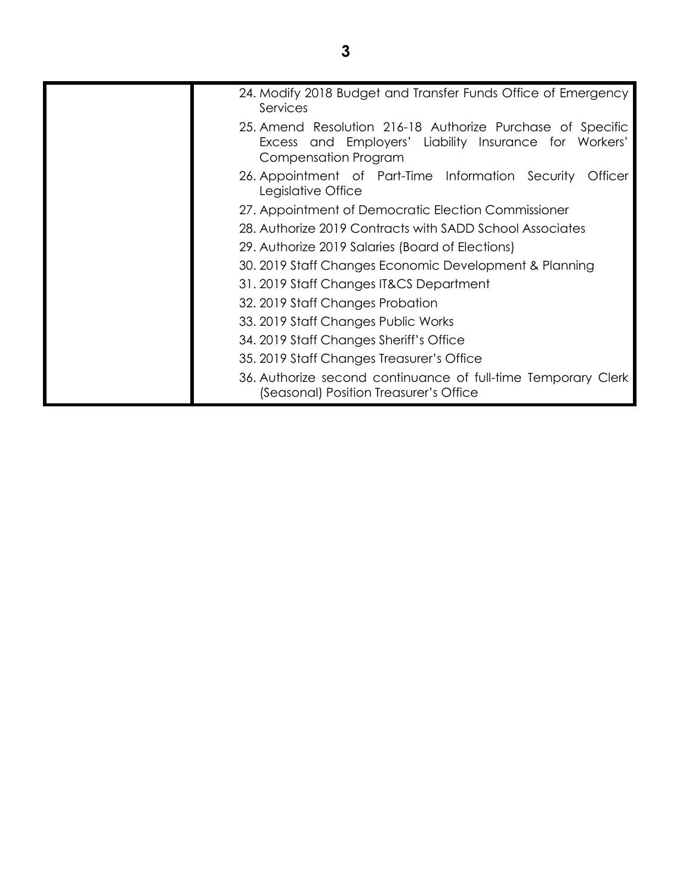| | |
|---|---|
| | 24. Modify 2018 Budget and Transfer Funds Office of Emergency Services<br>25. Amend Resolution 216-18 Authorize Purchase of Specific Excess and Employers' Liability Insurance for Workers' Compensation Program<br>26. Appointment of Part-Time Information Security Officer Legislative Office<br>27. Appointment of Democratic Election Commissioner<br>28. Authorize 2019 Contracts with SADD School Associates<br>29. Authorize 2019 Salaries (Board of Elections)<br>30. 2019 Staff Changes Economic Development & Planning<br>31. 2019 Staff Changes IT&CS Department<br>32. 2019 Staff Changes Probation<br>33. 2019 Staff Changes Public Works<br>34. 2019 Staff Changes Sheriff's Office<br>35. 2019 Staff Changes Treasurer's Office<br>36. Authorize second continuance of full-time Temporary Clerk (Seasonal) Position Treasurer's Office |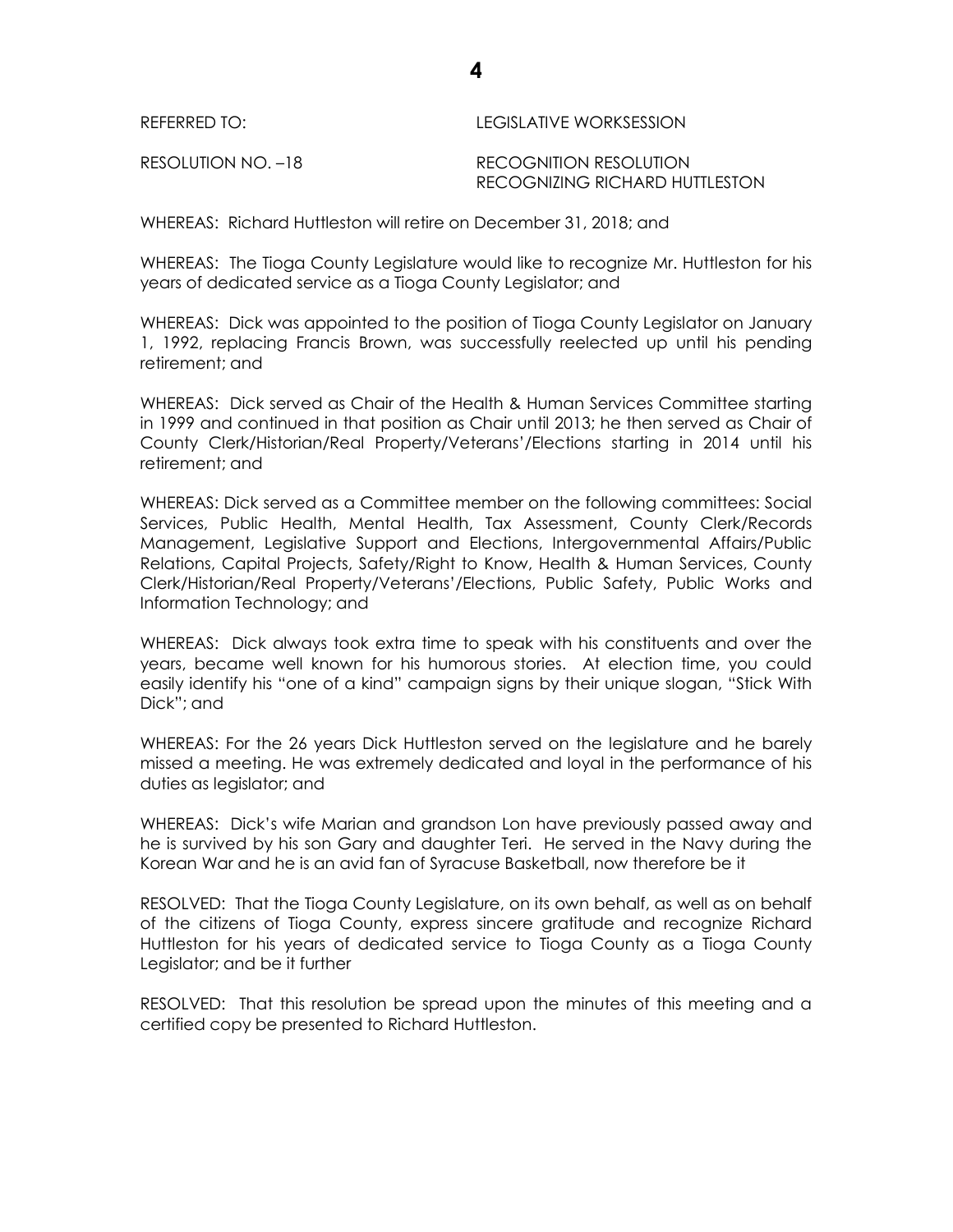REFERRED TO: LEGISLATIVE WORKSESSION

RESOLUTION NO. –18 RECOGNITION RESOLUTION
RECOGNIZING RICHARD HUTTLESTON

WHEREAS: Richard Huttleston will retire on December 31, 2018; and

WHEREAS: The Tioga County Legislature would like to recognize Mr. Huttleston for his years of dedicated service as a Tioga County Legislator; and

WHEREAS: Dick was appointed to the position of Tioga County Legislator on January 1, 1992, replacing Francis Brown, was successfully reelected up until his pending retirement; and

WHEREAS: Dick served as Chair of the Health & Human Services Committee starting in 1999 and continued in that position as Chair until 2013; he then served as Chair of County Clerk/Historian/Real Property/Veterans'/Elections starting in 2014 until his retirement; and

WHEREAS: Dick served as a Committee member on the following committees: Social Services, Public Health, Mental Health, Tax Assessment, County Clerk/Records Management, Legislative Support and Elections, Intergovernmental Affairs/Public Relations, Capital Projects, Safety/Right to Know, Health & Human Services, County Clerk/Historian/Real Property/Veterans'/Elections, Public Safety, Public Works and Information Technology; and

WHEREAS: Dick always took extra time to speak with his constituents and over the years, became well known for his humorous stories. At election time, you could easily identify his "one of a kind" campaign signs by their unique slogan, "Stick With Dick"; and

WHEREAS: For the 26 years Dick Huttleston served on the legislature and he barely missed a meeting. He was extremely dedicated and loyal in the performance of his duties as legislator; and

WHEREAS: Dick's wife Marian and grandson Lon have previously passed away and he is survived by his son Gary and daughter Teri. He served in the Navy during the Korean War and he is an avid fan of Syracuse Basketball, now therefore be it

RESOLVED: That the Tioga County Legislature, on its own behalf, as well as on behalf of the citizens of Tioga County, express sincere gratitude and recognize Richard Huttleston for his years of dedicated service to Tioga County as a Tioga County Legislator; and be it further

RESOLVED: That this resolution be spread upon the minutes of this meeting and a certified copy be presented to Richard Huttleston.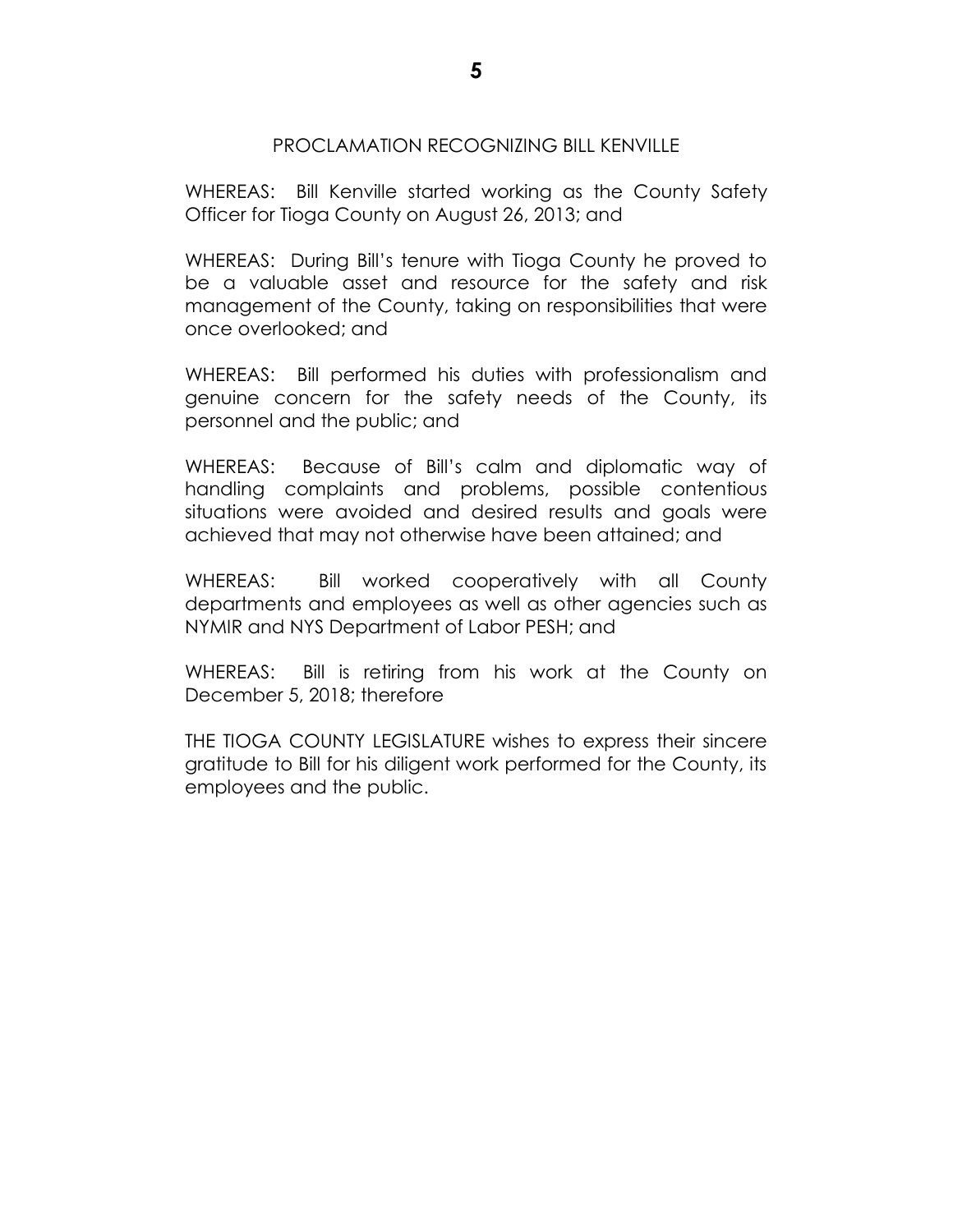## PROCLAMATION RECOGNIZING BILL KENVILLE

WHEREAS: Bill Kenville started working as the County Safety Officer for Tioga County on August 26, 2013; and

WHEREAS: During Bill's tenure with Tioga County he proved to be a valuable asset and resource for the safety and risk management of the County, taking on responsibilities that were once overlooked; and

WHEREAS: Bill performed his duties with professionalism and genuine concern for the safety needs of the County, its personnel and the public; and

WHEREAS: Because of Bill's calm and diplomatic way of handling complaints and problems, possible contentious situations were avoided and desired results and goals were achieved that may not otherwise have been attained; and

WHEREAS: Bill worked cooperatively with all County departments and employees as well as other agencies such as NYMIR and NYS Department of Labor PESH; and

WHEREAS: Bill is retiring from his work at the County on December 5, 2018; therefore

THE TIOGA COUNTY LEGISLATURE wishes to express their sincere gratitude to Bill for his diligent work performed for the County, its employees and the public.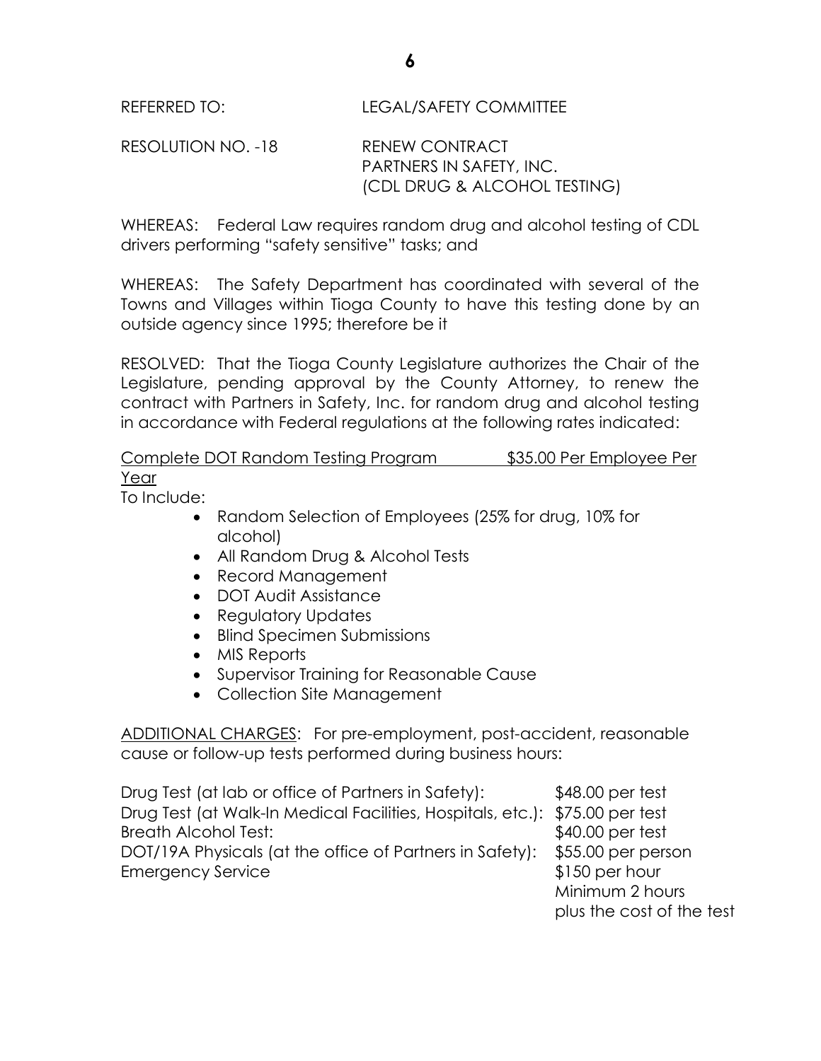REFERRED TO: LEGAL/SAFETY COMMITTEE

RESOLUTION NO. -18 RENEW CONTRACT
PARTNERS IN SAFETY, INC.
(CDL DRUG & ALCOHOL TESTING)

WHEREAS: Federal Law requires random drug and alcohol testing of CDL drivers performing "safety sensitive" tasks; and

WHEREAS: The Safety Department has coordinated with several of the Towns and Villages within Tioga County to have this testing done by an outside agency since 1995; therefore be it

RESOLVED: That the Tioga County Legislature authorizes the Chair of the Legislature, pending approval by the County Attorney, to renew the contract with Partners in Safety, Inc. for random drug and alcohol testing in accordance with Federal regulations at the following rates indicated:

<u>Complete DOT Random Testing Program $35.00 Per Employee Per Year</u>

To Include:

- Random Selection of Employees (25% for drug, 10% for alcohol)
- All Random Drug & Alcohol Tests
- Record Management
- DOT Audit Assistance
- Regulatory Updates
- Blind Specimen Submissions
- MIS Reports
- Supervisor Training for Reasonable Cause
- Collection Site Management

<u>ADDITIONAL CHARGES</u>: For pre-employment, post-accident, reasonable cause or follow-up tests performed during business hours:

| | |
|---|---|
| Drug Test (at lab or office of Partners in Safety): | $48.00 per test |
| Drug Test (at Walk-In Medical Facilities, Hospitals, etc.): | $75.00 per test |
| Breath Alcohol Test: | $40.00 per test |
| DOT/19A Physicals (at the office of Partners in Safety): | $55.00 per person |
| Emergency Service | $150 per hour<br>Minimum 2 hours<br>plus the cost of the test |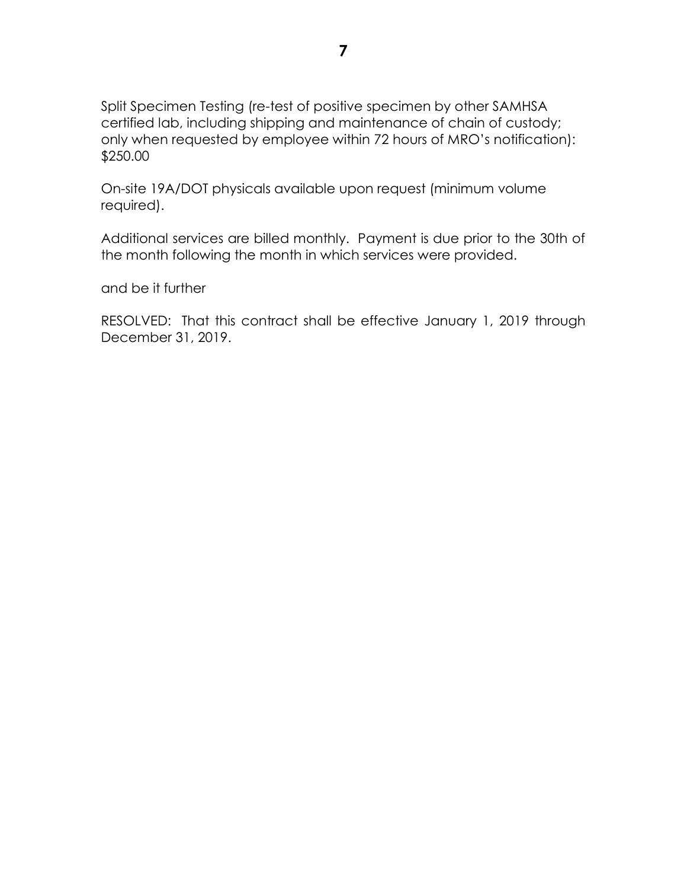Split Specimen Testing (re-test of positive specimen by other SAMHSA certified lab, including shipping and maintenance of chain of custody; only when requested by employee within 72 hours of MRO's notification): $250.00

On-site 19A/DOT physicals available upon request (minimum volume required).

Additional services are billed monthly. Payment is due prior to the 30th of the month following the month in which services were provided.

and be it further

RESOLVED: That this contract shall be effective January 1, 2019 through December 31, 2019.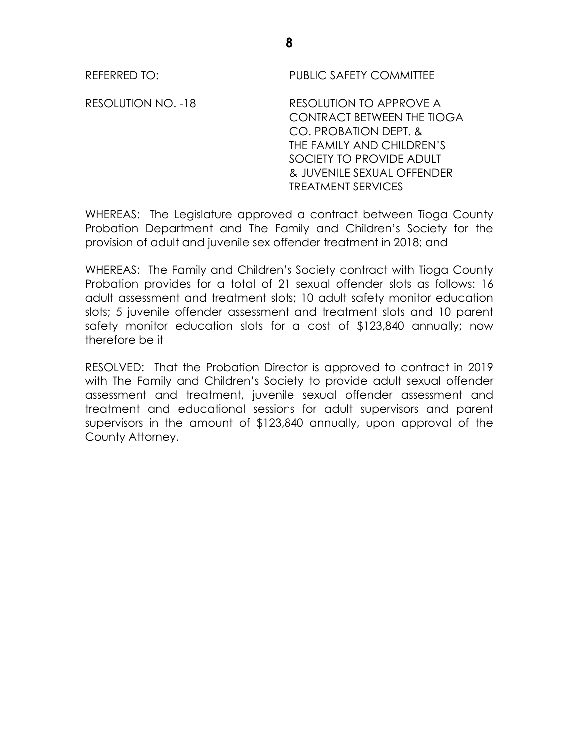REFERRED TO: PUBLIC SAFETY COMMITTEE

RESOLUTION NO. -18 RESOLUTION TO APPROVE A CONTRACT BETWEEN THE TIOGA CO. PROBATION DEPT. & THE FAMILY AND CHILDREN'S SOCIETY TO PROVIDE ADULT & JUVENILE SEXUAL OFFENDER TREATMENT SERVICES

WHEREAS: The Legislature approved a contract between Tioga County Probation Department and The Family and Children's Society for the provision of adult and juvenile sex offender treatment in 2018; and

WHEREAS: The Family and Children's Society contract with Tioga County Probation provides for a total of 21 sexual offender slots as follows: 16 adult assessment and treatment slots; 10 adult safety monitor education slots; 5 juvenile offender assessment and treatment slots and 10 parent safety monitor education slots for a cost of $123,840 annually; now therefore be it

RESOLVED: That the Probation Director is approved to contract in 2019 with The Family and Children's Society to provide adult sexual offender assessment and treatment, juvenile sexual offender assessment and treatment and educational sessions for adult supervisors and parent supervisors in the amount of $123,840 annually, upon approval of the County Attorney.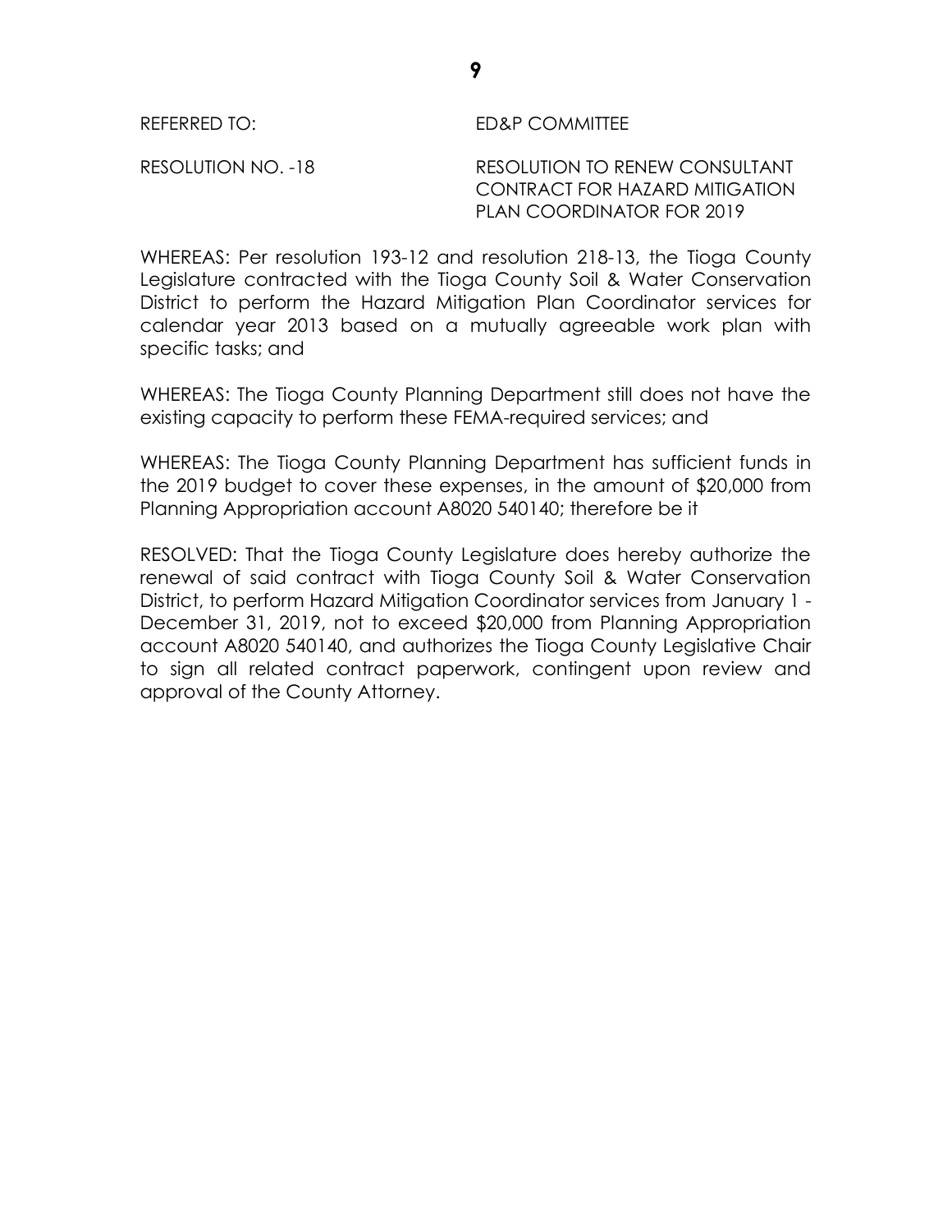REFERRED TO: ED&P COMMITTEE

RESOLUTION NO. -18 RESOLUTION TO RENEW CONSULTANT CONTRACT FOR HAZARD MITIGATION PLAN COORDINATOR FOR 2019

WHEREAS: Per resolution 193-12 and resolution 218-13, the Tioga County Legislature contracted with the Tioga County Soil & Water Conservation District to perform the Hazard Mitigation Plan Coordinator services for calendar year 2013 based on a mutually agreeable work plan with specific tasks; and

WHEREAS: The Tioga County Planning Department still does not have the existing capacity to perform these FEMA-required services; and

WHEREAS: The Tioga County Planning Department has sufficient funds in the 2019 budget to cover these expenses, in the amount of $20,000 from Planning Appropriation account A8020 540140; therefore be it

RESOLVED: That the Tioga County Legislature does hereby authorize the renewal of said contract with Tioga County Soil & Water Conservation District, to perform Hazard Mitigation Coordinator services from January 1 - December 31, 2019, not to exceed $20,000 from Planning Appropriation account A8020 540140, and authorizes the Tioga County Legislative Chair to sign all related contract paperwork, contingent upon review and approval of the County Attorney.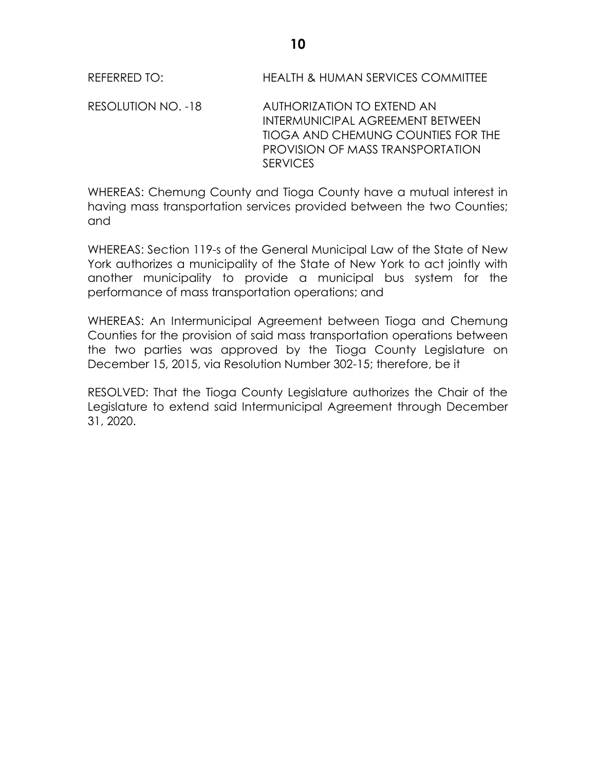REFERRED TO: HEALTH & HUMAN SERVICES COMMITTEE

RESOLUTION NO. -18 AUTHORIZATION TO EXTEND AN INTERMUNICIPAL AGREEMENT BETWEEN TIOGA AND CHEMUNG COUNTIES FOR THE PROVISION OF MASS TRANSPORTATION SERVICES

WHEREAS: Chemung County and Tioga County have a mutual interest in having mass transportation services provided between the two Counties; and

WHEREAS: Section 119-s of the General Municipal Law of the State of New York authorizes a municipality of the State of New York to act jointly with another municipality to provide a municipal bus system for the performance of mass transportation operations; and

WHEREAS: An Intermunicipal Agreement between Tioga and Chemung Counties for the provision of said mass transportation operations between the two parties was approved by the Tioga County Legislature on December 15, 2015, via Resolution Number 302-15; therefore, be it

RESOLVED: That the Tioga County Legislature authorizes the Chair of the Legislature to extend said Intermunicipal Agreement through December 31, 2020.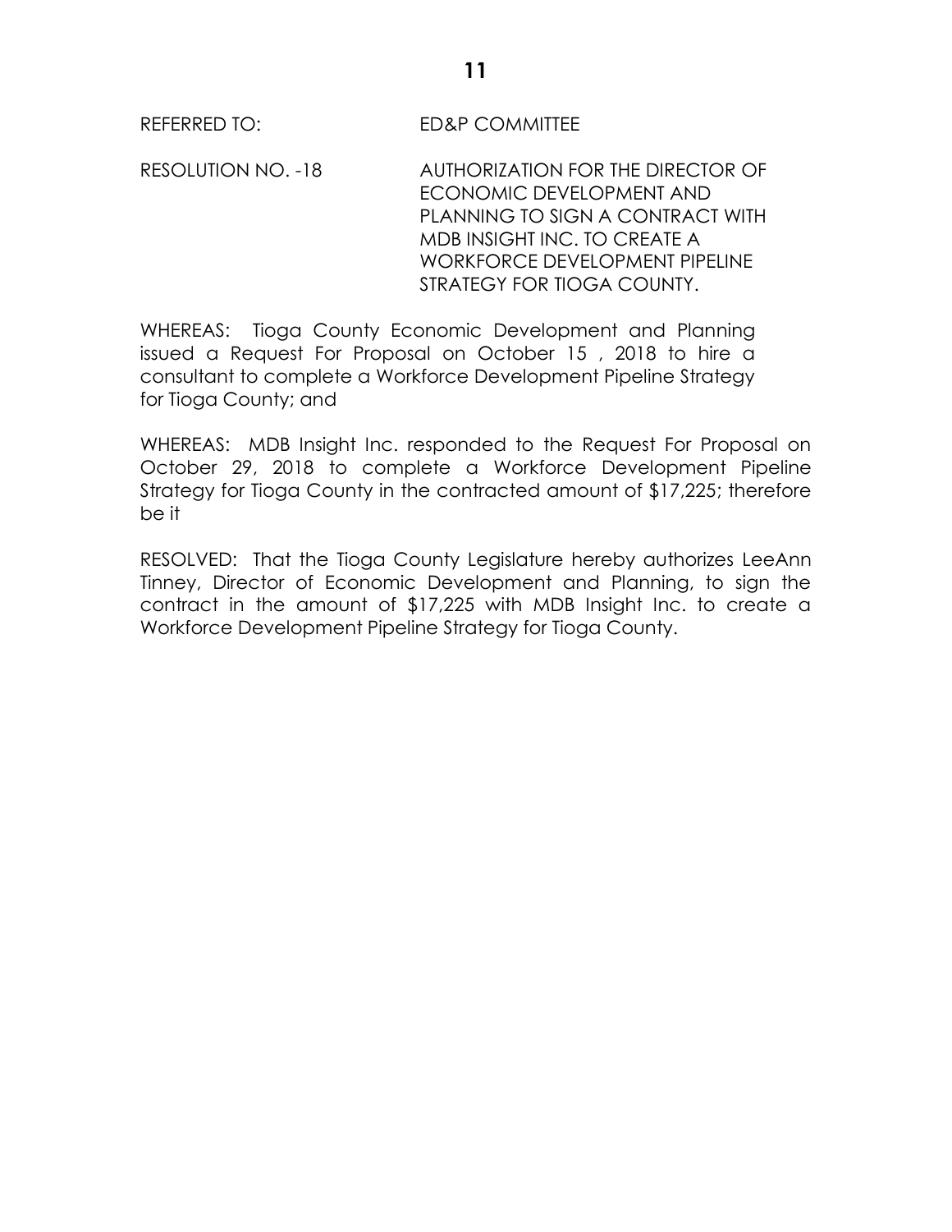REFERRED TO: ED&P COMMITTEE

RESOLUTION NO. -18 AUTHORIZATION FOR THE DIRECTOR OF ECONOMIC DEVELOPMENT AND PLANNING TO SIGN A CONTRACT WITH MDB INSIGHT INC. TO CREATE A WORKFORCE DEVELOPMENT PIPELINE STRATEGY FOR TIOGA COUNTY.

WHEREAS: Tioga County Economic Development and Planning issued a Request For Proposal on October 15 , 2018 to hire a consultant to complete a Workforce Development Pipeline Strategy for Tioga County; and

WHEREAS: MDB Insight Inc. responded to the Request For Proposal on October 29, 2018 to complete a Workforce Development Pipeline Strategy for Tioga County in the contracted amount of $17,225; therefore be it

RESOLVED: That the Tioga County Legislature hereby authorizes LeeAnn Tinney, Director of Economic Development and Planning, to sign the contract in the amount of $17,225 with MDB Insight Inc. to create a Workforce Development Pipeline Strategy for Tioga County.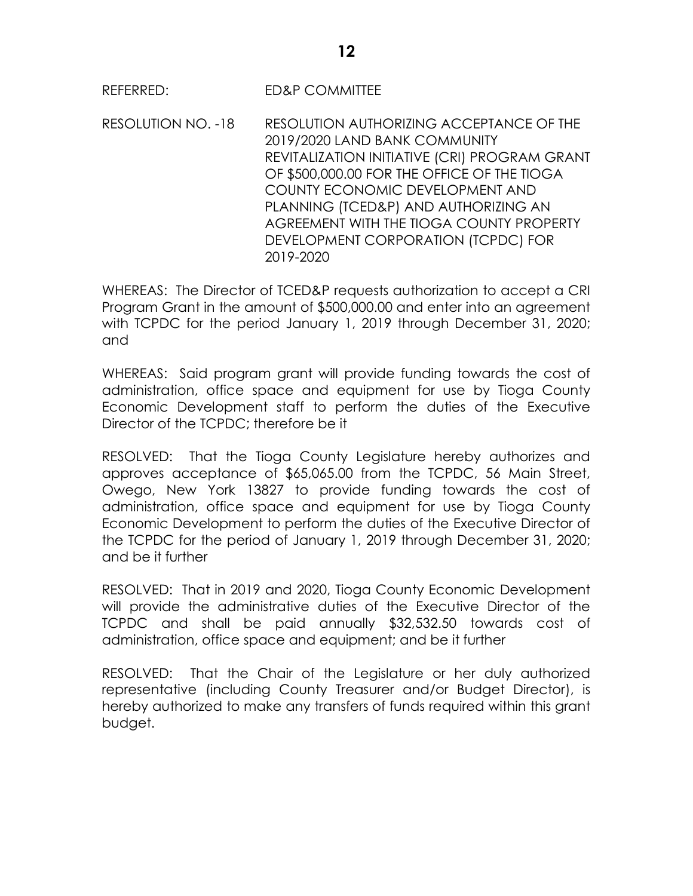REFERRED: ED&P COMMITTEE

RESOLUTION NO. -18 RESOLUTION AUTHORIZING ACCEPTANCE OF THE 2019/2020 LAND BANK COMMUNITY REVITALIZATION INITIATIVE (CRI) PROGRAM GRANT OF $500,000.00 FOR THE OFFICE OF THE TIOGA COUNTY ECONOMIC DEVELOPMENT AND PLANNING (TCED&P) AND AUTHORIZING AN AGREEMENT WITH THE TIOGA COUNTY PROPERTY DEVELOPMENT CORPORATION (TCPDC) FOR 2019-2020

WHEREAS: The Director of TCED&P requests authorization to accept a CRI Program Grant in the amount of $500,000.00 and enter into an agreement with TCPDC for the period January 1, 2019 through December 31, 2020; and

WHEREAS: Said program grant will provide funding towards the cost of administration, office space and equipment for use by Tioga County Economic Development staff to perform the duties of the Executive Director of the TCPDC; therefore be it

RESOLVED: That the Tioga County Legislature hereby authorizes and approves acceptance of $65,065.00 from the TCPDC, 56 Main Street, Owego, New York 13827 to provide funding towards the cost of administration, office space and equipment for use by Tioga County Economic Development to perform the duties of the Executive Director of the TCPDC for the period of January 1, 2019 through December 31, 2020; and be it further

RESOLVED: That in 2019 and 2020, Tioga County Economic Development will provide the administrative duties of the Executive Director of the TCPDC and shall be paid annually $32,532.50 towards cost of administration, office space and equipment; and be it further

RESOLVED: That the Chair of the Legislature or her duly authorized representative (including County Treasurer and/or Budget Director), is hereby authorized to make any transfers of funds required within this grant budget.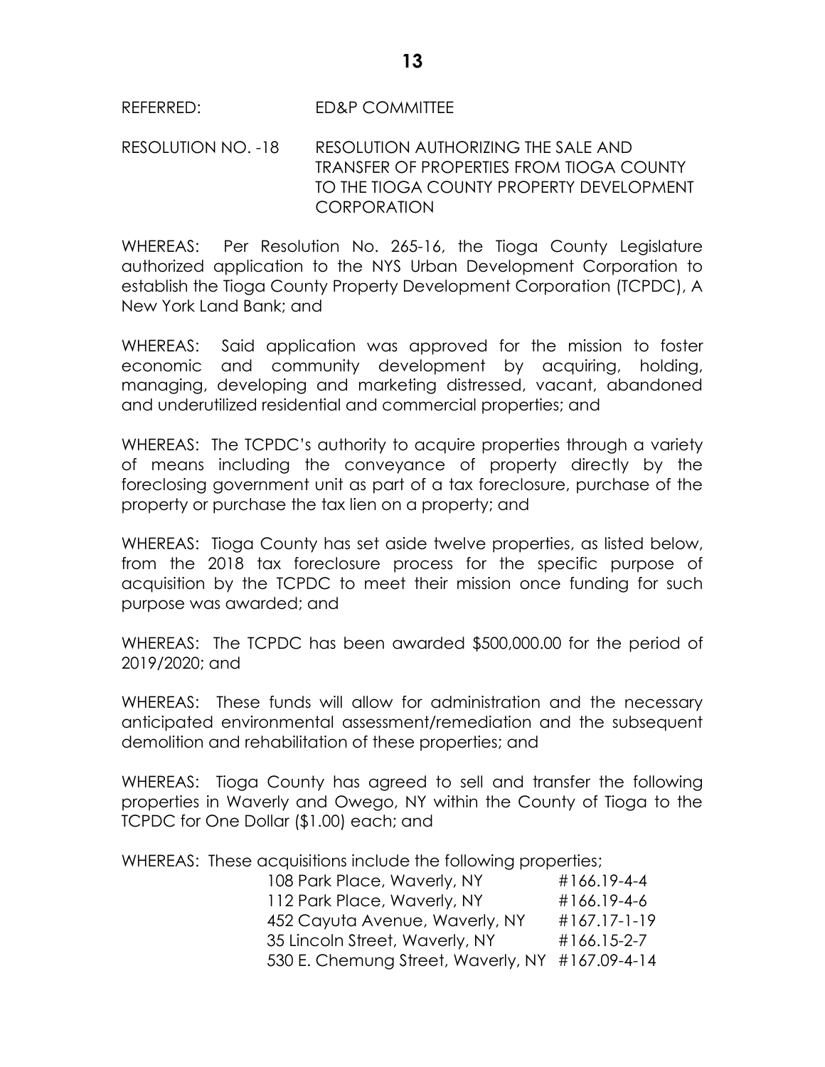REFERRED: ED&P COMMITTEE

RESOLUTION NO. -18 RESOLUTION AUTHORIZING THE SALE AND TRANSFER OF PROPERTIES FROM TIOGA COUNTY TO THE TIOGA COUNTY PROPERTY DEVELOPMENT CORPORATION

WHEREAS: Per Resolution No. 265-16, the Tioga County Legislature authorized application to the NYS Urban Development Corporation to establish the Tioga County Property Development Corporation (TCPDC), A New York Land Bank; and

WHEREAS: Said application was approved for the mission to foster economic and community development by acquiring, holding, managing, developing and marketing distressed, vacant, abandoned and underutilized residential and commercial properties; and

WHEREAS: The TCPDC's authority to acquire properties through a variety of means including the conveyance of property directly by the foreclosing government unit as part of a tax foreclosure, purchase of the property or purchase the tax lien on a property; and

WHEREAS: Tioga County has set aside twelve properties, as listed below, from the 2018 tax foreclosure process for the specific purpose of acquisition by the TCPDC to meet their mission once funding for such purpose was awarded; and

WHEREAS: The TCPDC has been awarded $500,000.00 for the period of 2019/2020; and

WHEREAS: These funds will allow for administration and the necessary anticipated environmental assessment/remediation and the subsequent demolition and rehabilitation of these properties; and

WHEREAS: Tioga County has agreed to sell and transfer the following properties in Waverly and Owego, NY within the County of Tioga to the TCPDC for One Dollar ($1.00) each; and

WHEREAS: These acquisitions include the following properties;

| | |
|---|---|
| 108 Park Place, Waverly, NY | #166.19-4-4 |
| 112 Park Place, Waverly, NY | #166.19-4-6 |
| 452 Cayuta Avenue, Waverly, NY | #167.17-1-19 |
| 35 Lincoln Street, Waverly, NY | #166.15-2-7 |
| 530 E. Chemung Street, Waverly, NY | #167.09-4-14 |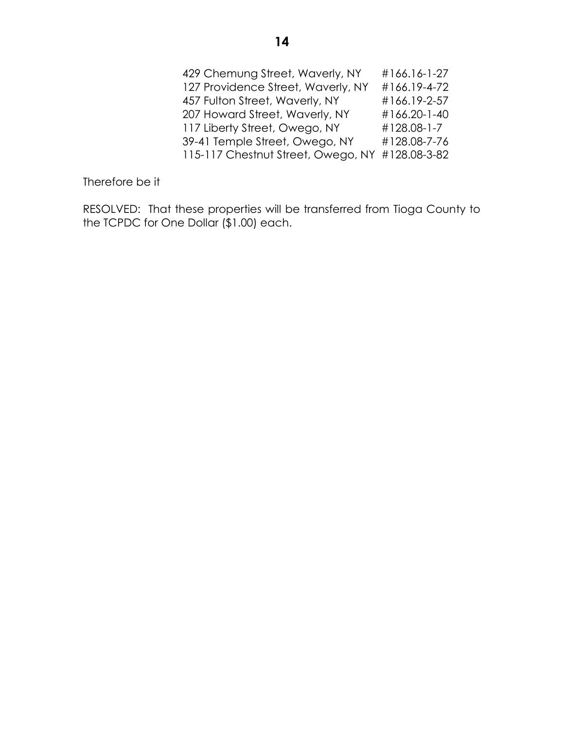| | |
|---|---|
| 429 Chemung Street, Waverly, NY | #166.16-1-27 |
| 127 Providence Street, Waverly, NY | #166.19-4-72 |
| 457 Fulton Street, Waverly, NY | #166.19-2-57 |
| 207 Howard Street, Waverly, NY | #166.20-1-40 |
| 117 Liberty Street, Owego, NY | #128.08-1-7 |
| 39-41 Temple Street, Owego, NY | #128.08-7-76 |
| 115-117 Chestnut Street, Owego, NY | #128.08-3-82 |

Therefore be it

RESOLVED: That these properties will be transferred from Tioga County to the TCPDC for One Dollar ($1.00) each.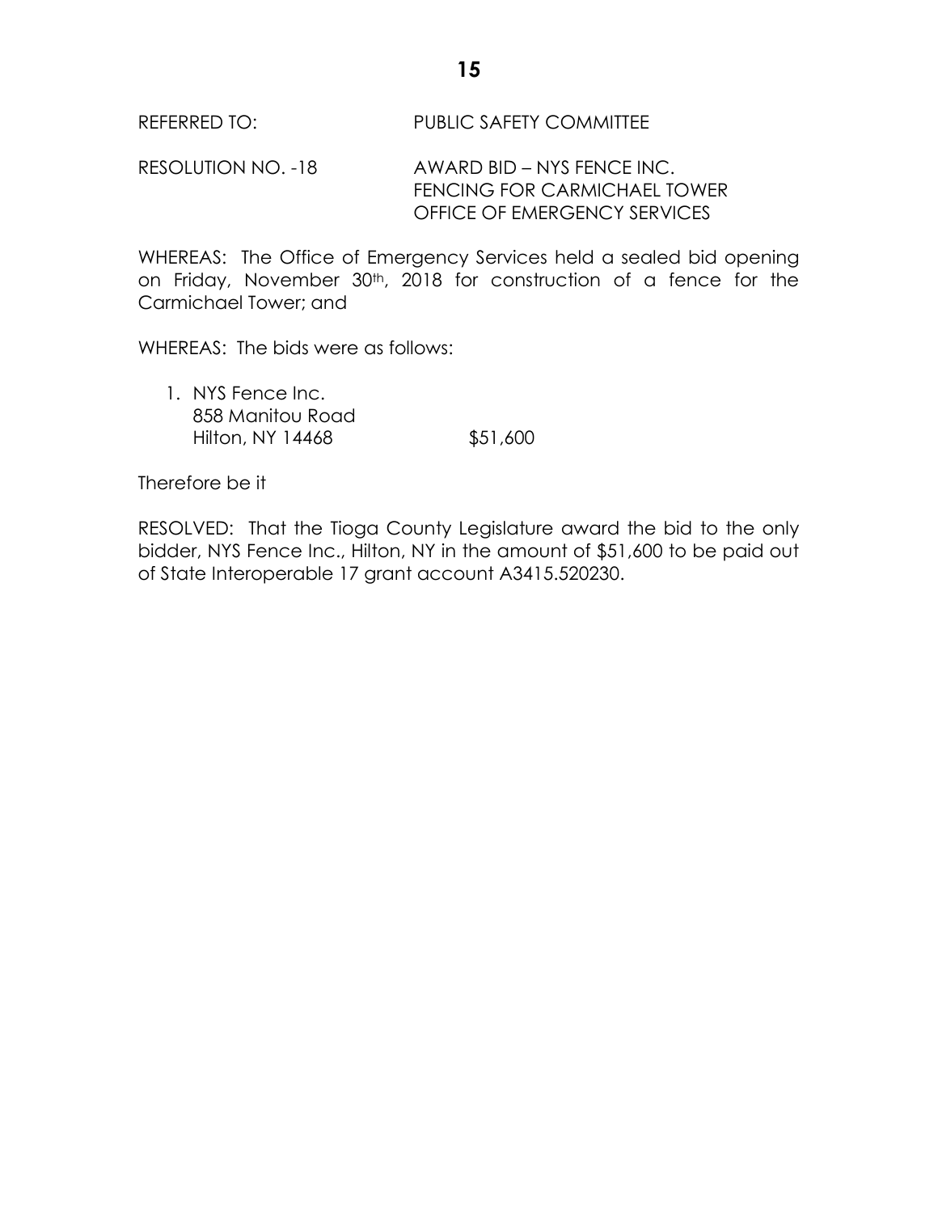REFERRED TO: PUBLIC SAFETY COMMITTEE

RESOLUTION NO. -18 AWARD BID – NYS FENCE INC.
FENCING FOR CARMICHAEL TOWER
OFFICE OF EMERGENCY SERVICES

WHEREAS: The Office of Emergency Services held a sealed bid opening on Friday, November 30th, 2018 for construction of a fence for the Carmichael Tower; and

WHEREAS: The bids were as follows:

1. NYS Fence Inc.
   858 Manitou Road
   Hilton, NY 14468 $51,600

Therefore be it

RESOLVED: That the Tioga County Legislature award the bid to the only bidder, NYS Fence Inc., Hilton, NY in the amount of $51,600 to be paid out of State Interoperable 17 grant account A3415.520230.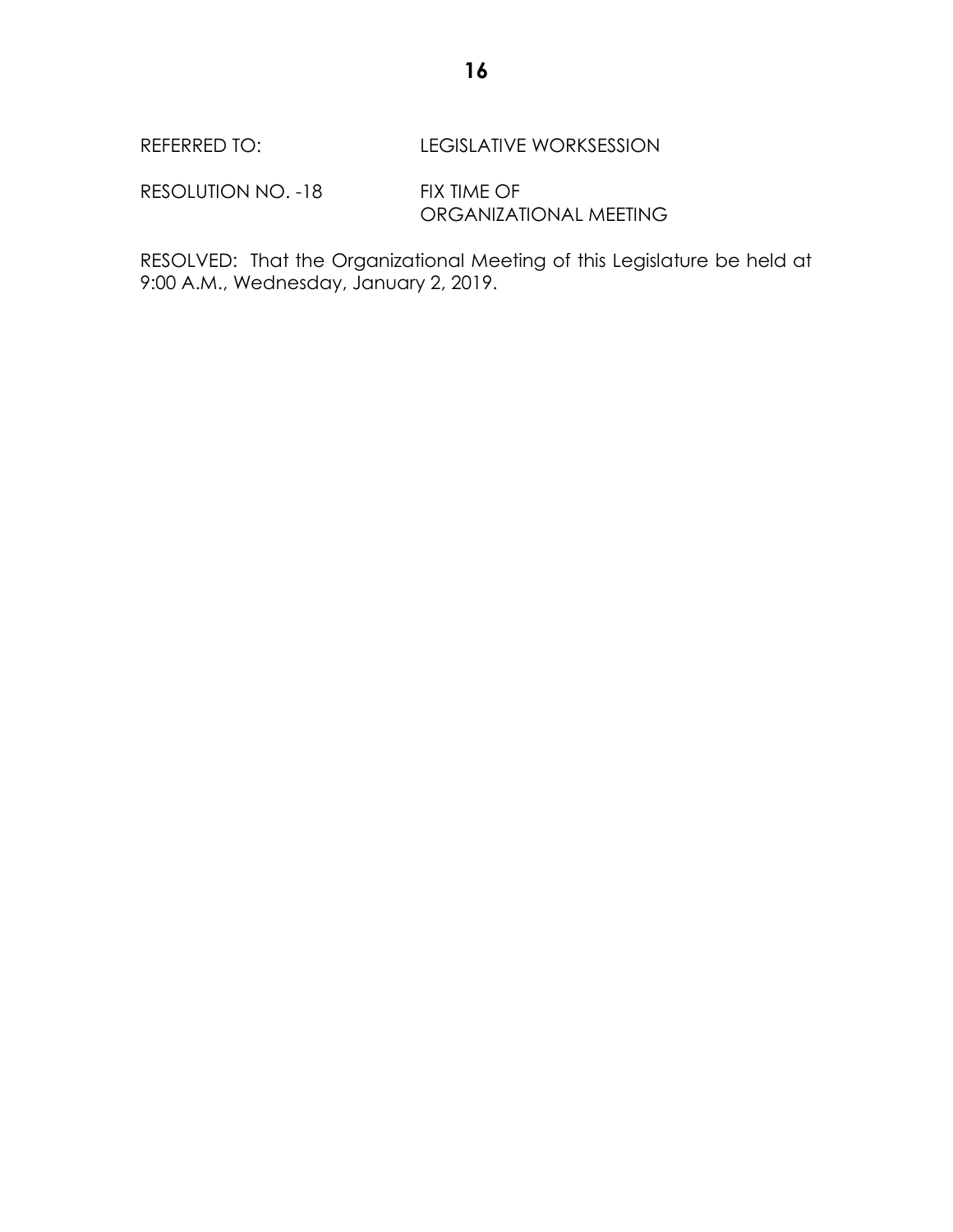REFERRED TO: LEGISLATIVE WORKSESSION

RESOLUTION NO. -18 FIX TIME OF ORGANIZATIONAL MEETING

RESOLVED: That the Organizational Meeting of this Legislature be held at 9:00 A.M., Wednesday, January 2, 2019.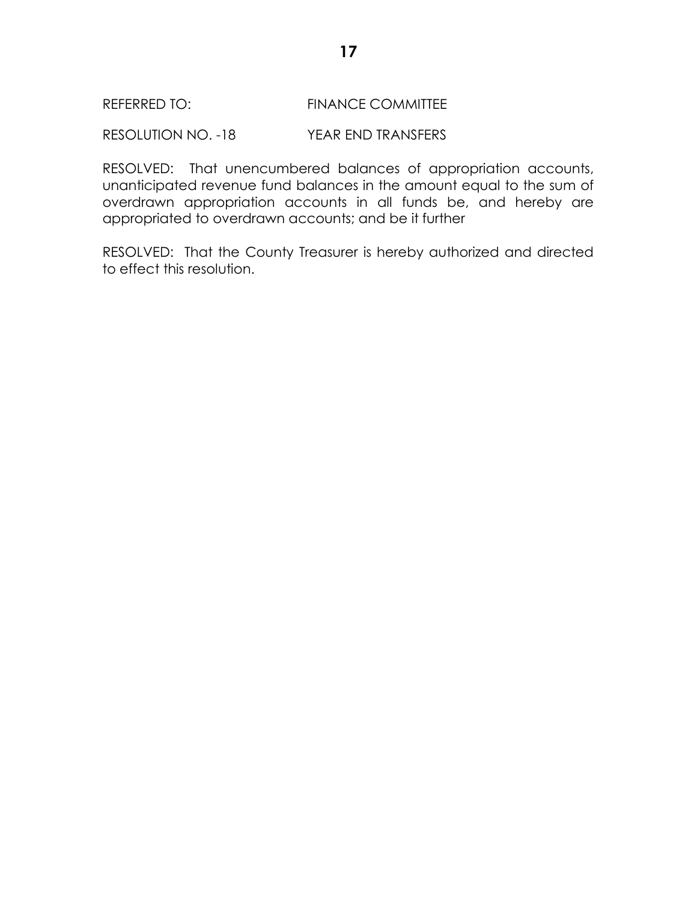REFERRED TO: FINANCE COMMITTEE

RESOLUTION NO. -18 YEAR END TRANSFERS

RESOLVED: That unencumbered balances of appropriation accounts, unanticipated revenue fund balances in the amount equal to the sum of overdrawn appropriation accounts in all funds be, and hereby are appropriated to overdrawn accounts; and be it further

RESOLVED: That the County Treasurer is hereby authorized and directed to effect this resolution.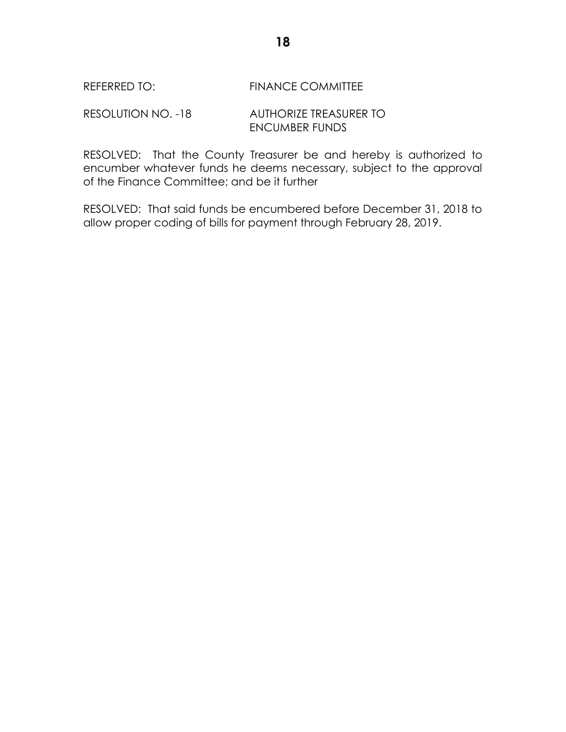REFERRED TO: FINANCE COMMITTEE

RESOLUTION NO. -18 AUTHORIZE TREASURER TO ENCUMBER FUNDS

RESOLVED: That the County Treasurer be and hereby is authorized to encumber whatever funds he deems necessary, subject to the approval of the Finance Committee; and be it further

RESOLVED: That said funds be encumbered before December 31, 2018 to allow proper coding of bills for payment through February 28, 2019.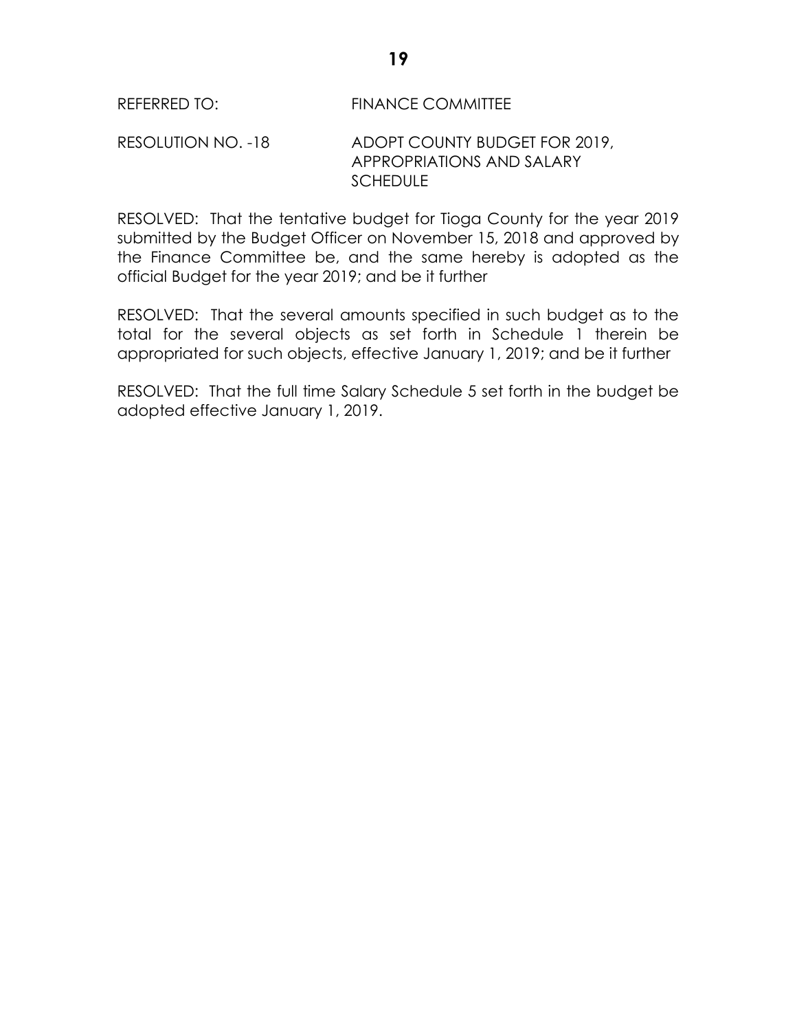REFERRED TO: FINANCE COMMITTEE

RESOLUTION NO. -18 ADOPT COUNTY BUDGET FOR 2019, APPROPRIATIONS AND SALARY SCHEDULE

RESOLVED: That the tentative budget for Tioga County for the year 2019 submitted by the Budget Officer on November 15, 2018 and approved by the Finance Committee be, and the same hereby is adopted as the official Budget for the year 2019; and be it further

RESOLVED: That the several amounts specified in such budget as to the total for the several objects as set forth in Schedule 1 therein be appropriated for such objects, effective January 1, 2019; and be it further

RESOLVED: That the full time Salary Schedule 5 set forth in the budget be adopted effective January 1, 2019.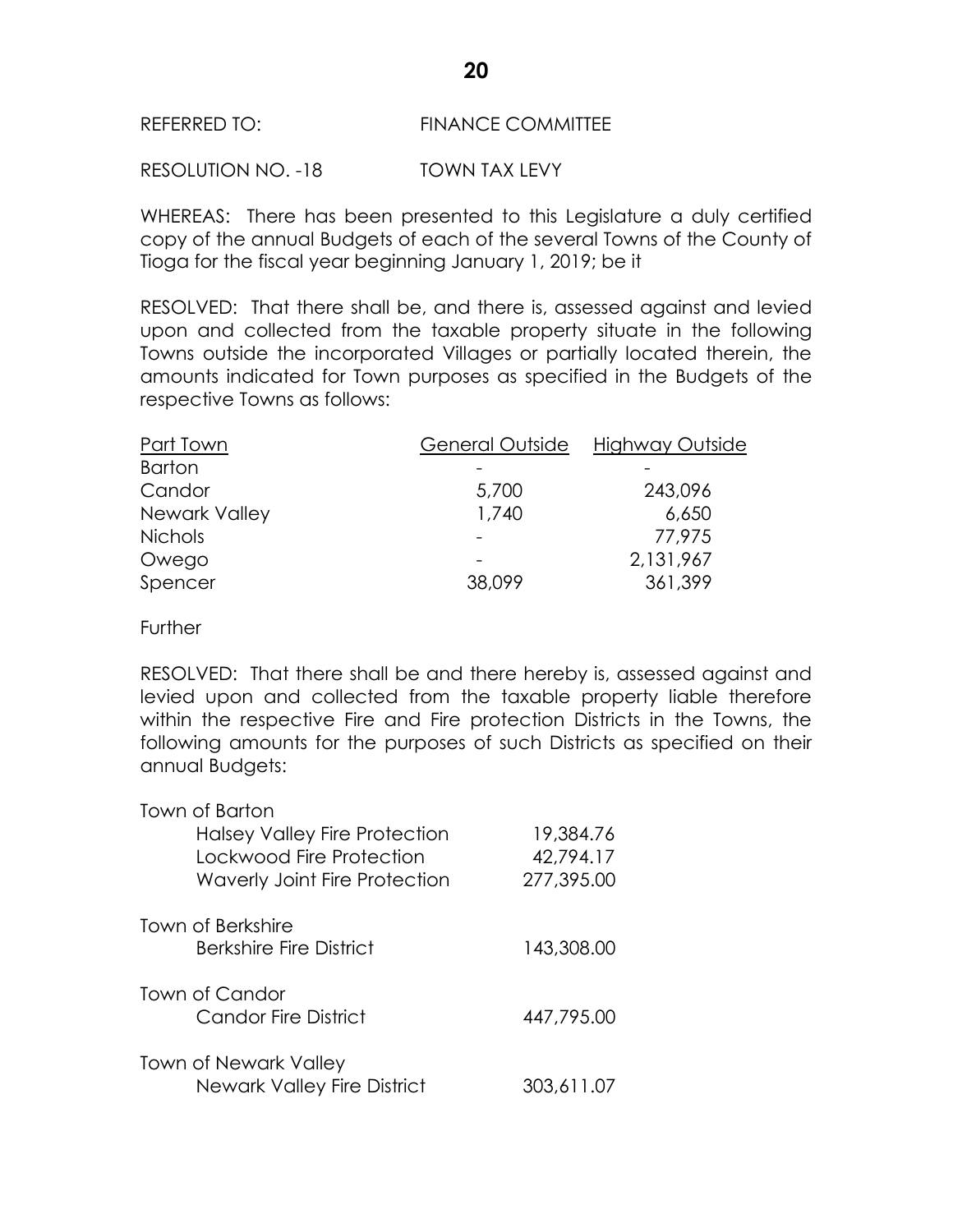REFERRED TO: FINANCE COMMITTEE

RESOLUTION NO. -18 TOWN TAX LEVY

WHEREAS: There has been presented to this Legislature a duly certified copy of the annual Budgets of each of the several Towns of the County of Tioga for the fiscal year beginning January 1, 2019; be it

RESOLVED: That there shall be, and there is, assessed against and levied upon and collected from the taxable property situate in the following Towns outside the incorporated Villages or partially located therein, the amounts indicated for Town purposes as specified in the Budgets of the respective Towns as follows:

| Part Town | General Outside | Highway Outside |
|---|---|---|
| Barton | - | - |
| Candor | 5,700 | 243,096 |
| Newark Valley | 1,740 | 6,650 |
| Nichols | - | 77,975 |
| Owego | - | 2,131,967 |
| Spencer | 38,099 | 361,399 |

Further

RESOLVED: That there shall be and there hereby is, assessed against and levied upon and collected from the taxable property liable therefore within the respective Fire and Fire protection Districts in the Towns, the following amounts for the purposes of such Districts as specified on their annual Budgets:

| | |
|---|---|
| **Town of Barton** | |
| Halsey Valley Fire Protection | 19,384.76 |
| Lockwood Fire Protection | 42,794.17 |
| Waverly Joint Fire Protection | 277,395.00 |
| **Town of Berkshire** | |
| Berkshire Fire District | 143,308.00 |
| **Town of Candor** | |
| Candor Fire District | 447,795.00 |
| **Town of Newark Valley** | |
| Newark Valley Fire District | 303,611.07 |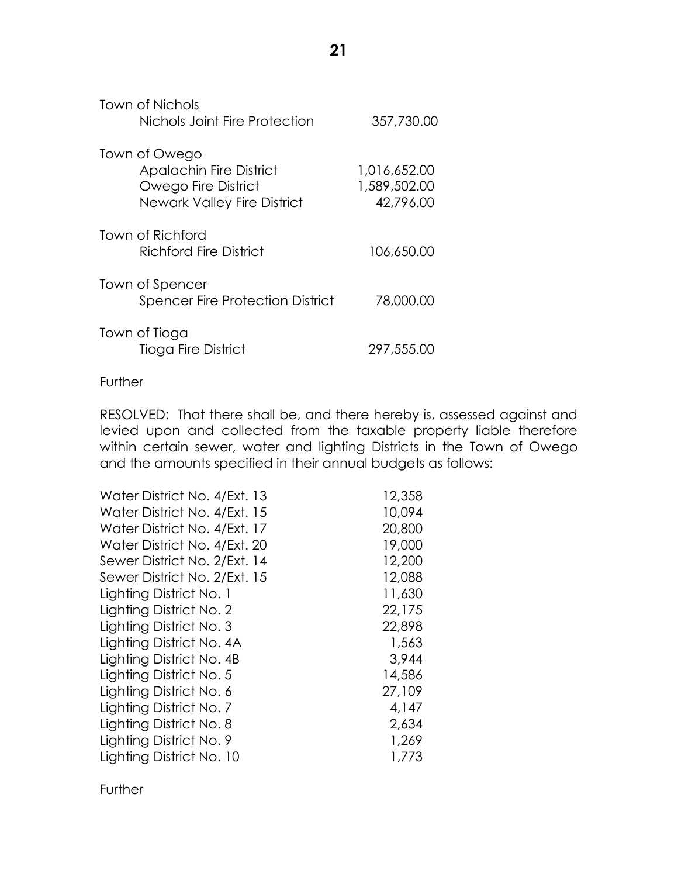| | |
|---|---|
| Town of Nichols | |
| Nichols Joint Fire Protection | 357,730.00 |
| Town of Owego | |
| Apalachin Fire District | 1,016,652.00 |
| Owego Fire District | 1,589,502.00 |
| Newark Valley Fire District | 42,796.00 |
| Town of Richford | |
| Richford Fire District | 106,650.00 |
| Town of Spencer | |
| Spencer Fire Protection District | 78,000.00 |
| Town of Tioga | |
| Tioga Fire District | 297,555.00 |

Further

RESOLVED: That there shall be, and there hereby is, assessed against and levied upon and collected from the taxable property liable therefore within certain sewer, water and lighting Districts in the Town of Owego and the amounts specified in their annual budgets as follows:

| | |
|---|---|
| Water District No. 4/Ext. 13 | 12,358 |
| Water District No. 4/Ext. 15 | 10,094 |
| Water District No. 4/Ext. 17 | 20,800 |
| Water District No. 4/Ext. 20 | 19,000 |
| Sewer District No. 2/Ext. 14 | 12,200 |
| Sewer District No. 2/Ext. 15 | 12,088 |
| Lighting District No. 1 | 11,630 |
| Lighting District No. 2 | 22,175 |
| Lighting District No. 3 | 22,898 |
| Lighting District No. 4A | 1,563 |
| Lighting District No. 4B | 3,944 |
| Lighting District No. 5 | 14,586 |
| Lighting District No. 6 | 27,109 |
| Lighting District No. 7 | 4,147 |
| Lighting District No. 8 | 2,634 |
| Lighting District No. 9 | 1,269 |
| Lighting District No. 10 | 1,773 |

Further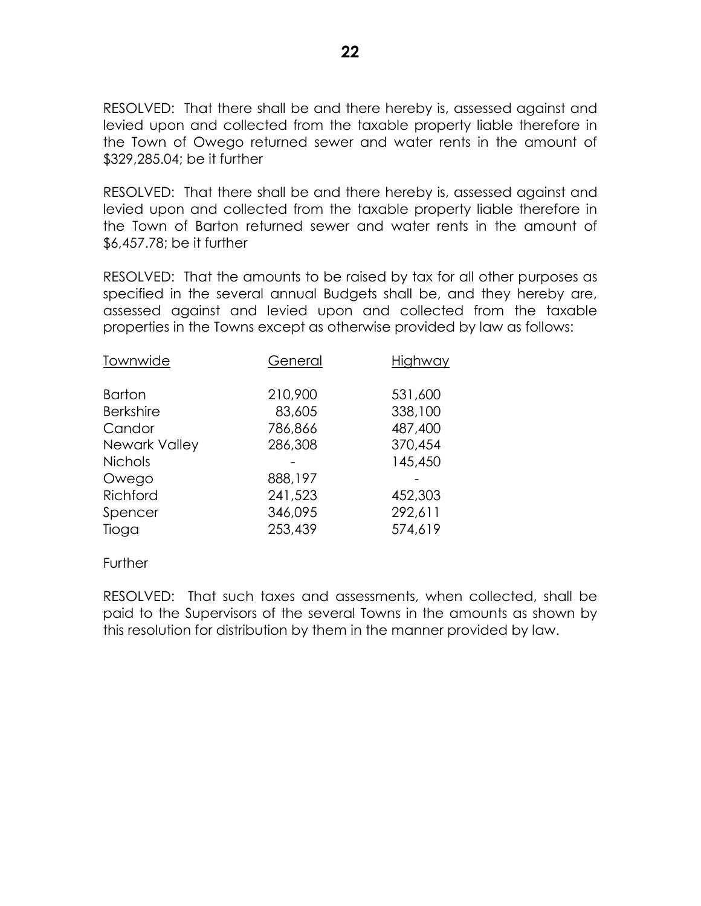RESOLVED: That there shall be and there hereby is, assessed against and levied upon and collected from the taxable property liable therefore in the Town of Owego returned sewer and water rents in the amount of $329,285.04; be it further

RESOLVED: That there shall be and there hereby is, assessed against and levied upon and collected from the taxable property liable therefore in the Town of Barton returned sewer and water rents in the amount of $6,457.78; be it further

RESOLVED: That the amounts to be raised by tax for all other purposes as specified in the several annual Budgets shall be, and they hereby are, assessed against and levied upon and collected from the taxable properties in the Towns except as otherwise provided by law as follows:

| Townwide | General | Highway |
|---|---|---|
| Barton | 210,900 | 531,600 |
| Berkshire | 83,605 | 338,100 |
| Candor | 786,866 | 487,400 |
| Newark Valley | 286,308 | 370,454 |
| Nichols | - | 145,450 |
| Owego | 888,197 | - |
| Richford | 241,523 | 452,303 |
| Spencer | 346,095 | 292,611 |
| Tioga | 253,439 | 574,619 |

Further

RESOLVED: That such taxes and assessments, when collected, shall be paid to the Supervisors of the several Towns in the amounts as shown by this resolution for distribution by them in the manner provided by law.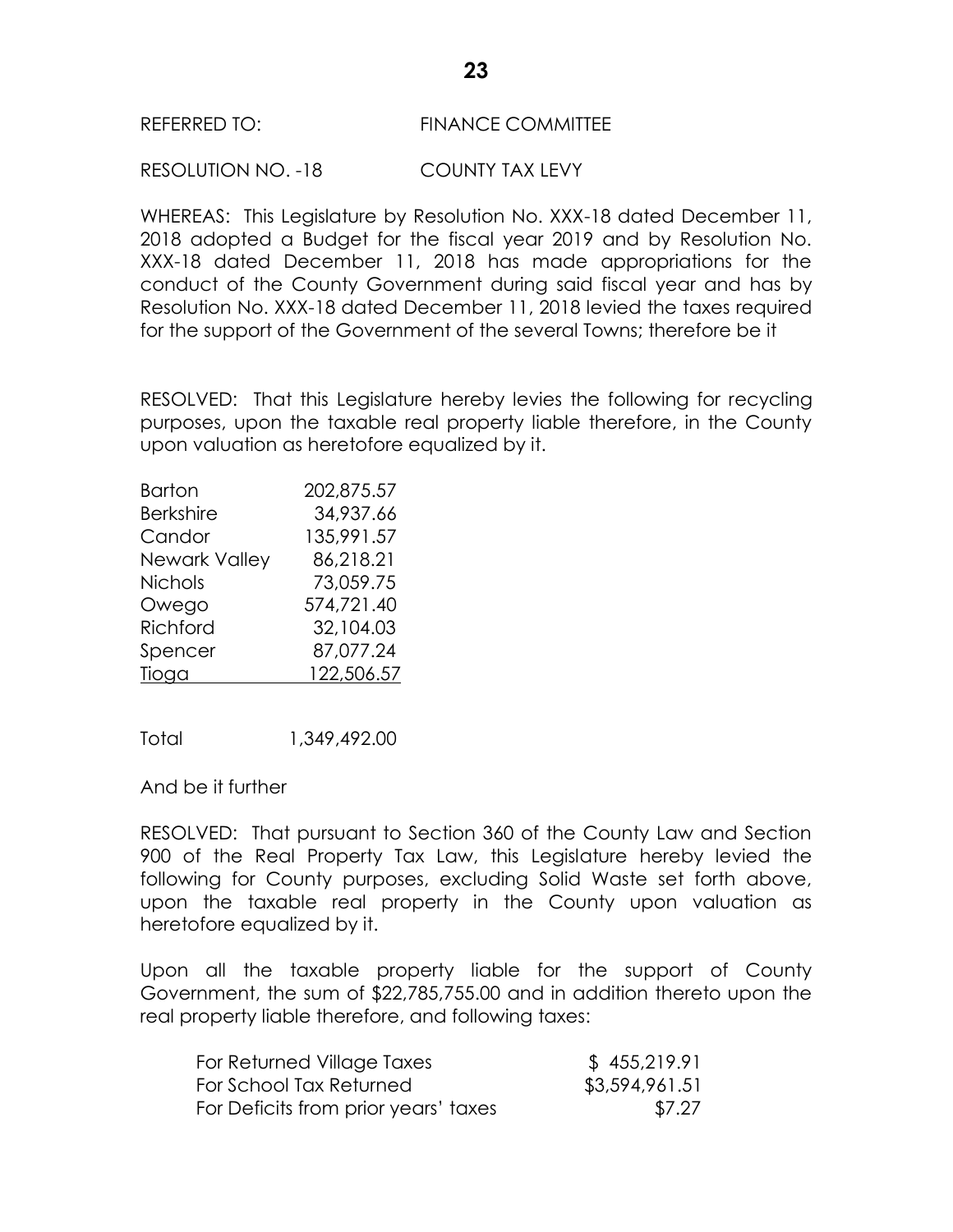REFERRED TO: FINANCE COMMITTEE

RESOLUTION NO. -18 COUNTY TAX LEVY

WHEREAS: This Legislature by Resolution No. XXX-18 dated December 11, 2018 adopted a Budget for the fiscal year 2019 and by Resolution No. XXX-18 dated December 11, 2018 has made appropriations for the conduct of the County Government during said fiscal year and has by Resolution No. XXX-18 dated December 11, 2018 levied the taxes required for the support of the Government of the several Towns; therefore be it

RESOLVED: That this Legislature hereby levies the following for recycling purposes, upon the taxable real property liable therefore, in the County upon valuation as heretofore equalized by it.

| | |
|---|---|
| Barton | 202,875.57 |
| Berkshire | 34,937.66 |
| Candor | 135,991.57 |
| Newark Valley | 86,218.21 |
| Nichols | 73,059.75 |
| Owego | 574,721.40 |
| Richford | 32,104.03 |
| Spencer | 87,077.24 |
| Tioga | 122,506.57 |

Total 1,349,492.00

And be it further

RESOLVED: That pursuant to Section 360 of the County Law and Section 900 of the Real Property Tax Law, this Legislature hereby levied the following for County purposes, excluding Solid Waste set forth above, upon the taxable real property in the County upon valuation as heretofore equalized by it.

Upon all the taxable property liable for the support of County Government, the sum of $22,785,755.00 and in addition thereto upon the real property liable therefore, and following taxes:

| | |
|---|---|
| For Returned Village Taxes | $ 455,219.91 |
| For School Tax Returned | $3,594,961.51 |
| For Deficits from prior years' taxes | $7.27 |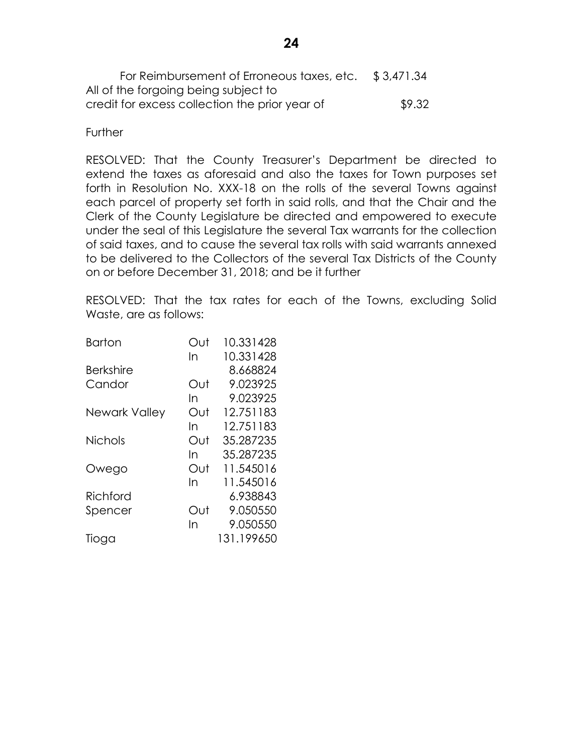For Reimbursement of Erroneous taxes, etc. $ 3,471.34
All of the forgoing being subject to
credit for excess collection the prior year of $9.32

Further

RESOLVED: That the County Treasurer's Department be directed to extend the taxes as aforesaid and also the taxes for Town purposes set forth in Resolution No. XXX-18 on the rolls of the several Towns against each parcel of property set forth in said rolls, and that the Chair and the Clerk of the County Legislature be directed and empowered to execute under the seal of this Legislature the several Tax warrants for the collection of said taxes, and to cause the several tax rolls with said warrants annexed to be delivered to the Collectors of the several Tax Districts of the County on or before December 31, 2018; and be it further

RESOLVED: That the tax rates for each of the Towns, excluding Solid Waste, are as follows:

| | | |
|---|---|---|
| Barton | Out | 10.331428 |
| | In | 10.331428 |
| Berkshire | | 8.668824 |
| Candor | Out | 9.023925 |
| | In | 9.023925 |
| Newark Valley | Out | 12.751183 |
| | In | 12.751183 |
| Nichols | Out | 35.287235 |
| | In | 35.287235 |
| Owego | Out | 11.545016 |
| | In | 11.545016 |
| Richford | | 6.938843 |
| Spencer | Out | 9.050550 |
| | In | 9.050550 |
| Tioga | | 131.199650 |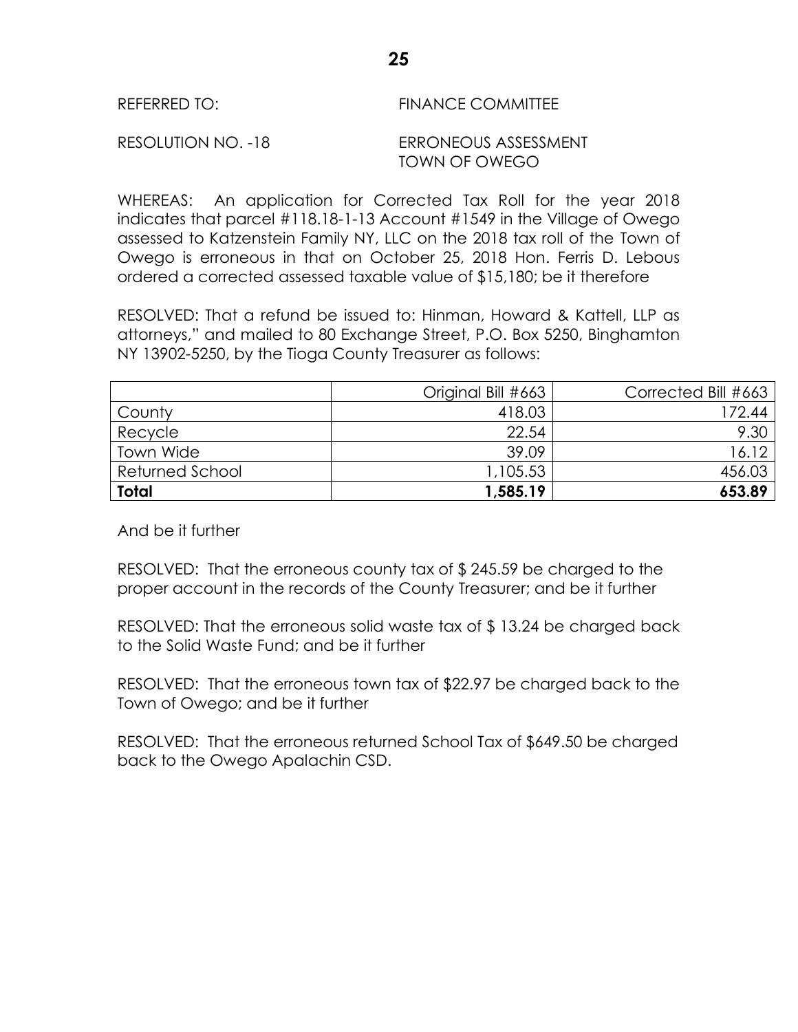REFERRED TO: FINANCE COMMITTEE

RESOLUTION NO. -18 ERRONEOUS ASSESSMENT TOWN OF OWEGO

WHEREAS: An application for Corrected Tax Roll for the year 2018 indicates that parcel #118.18-1-13 Account #1549 in the Village of Owego assessed to Katzenstein Family NY, LLC on the 2018 tax roll of the Town of Owego is erroneous in that on October 25, 2018 Hon. Ferris D. Lebous ordered a corrected assessed taxable value of $15,180; be it therefore

RESOLVED: That a refund be issued to: Hinman, Howard & Kattell, LLP as attorneys," and mailed to 80 Exchange Street, P.O. Box 5250, Binghamton NY 13902-5250, by the Tioga County Treasurer as follows:

| | Original Bill #663 | Corrected Bill #663 |
|---|---:|---:|
| County | 418.03 | 172.44 |
| Recycle | 22.54 | 9.30 |
| Town Wide | 39.09 | 16.12 |
| Returned School | 1,105.53 | 456.03 |
| **Total** | **1,585.19** | **653.89** |

And be it further

RESOLVED: That the erroneous county tax of $ 245.59 be charged to the proper account in the records of the County Treasurer; and be it further

RESOLVED: That the erroneous solid waste tax of $ 13.24 be charged back to the Solid Waste Fund; and be it further

RESOLVED: That the erroneous town tax of $22.97 be charged back to the Town of Owego; and be it further

RESOLVED: That the erroneous returned School Tax of $649.50 be charged back to the Owego Apalachin CSD.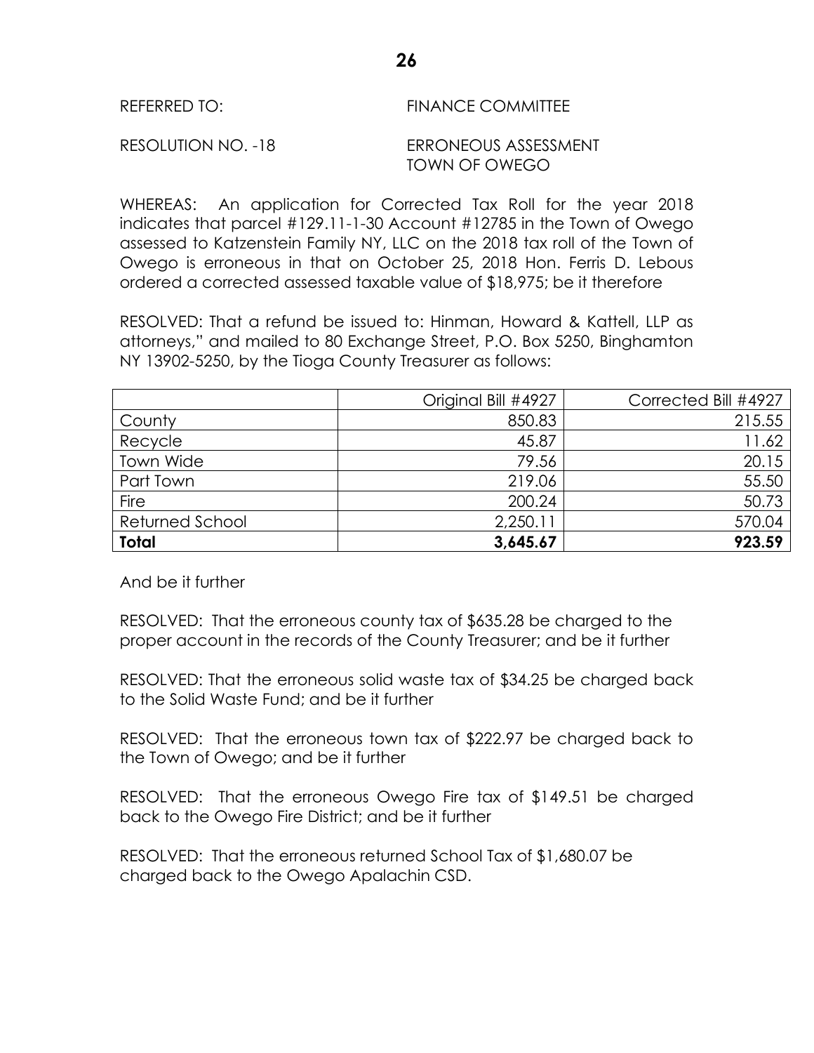REFERRED TO: FINANCE COMMITTEE

RESOLUTION NO. -18 ERRONEOUS ASSESSMENT TOWN OF OWEGO

WHEREAS: An application for Corrected Tax Roll for the year 2018 indicates that parcel #129.11-1-30 Account #12785 in the Town of Owego assessed to Katzenstein Family NY, LLC on the 2018 tax roll of the Town of Owego is erroneous in that on October 25, 2018 Hon. Ferris D. Lebous ordered a corrected assessed taxable value of $18,975; be it therefore

RESOLVED: That a refund be issued to: Hinman, Howard & Kattell, LLP as attorneys," and mailed to 80 Exchange Street, P.O. Box 5250, Binghamton NY 13902-5250, by the Tioga County Treasurer as follows:

| | Original Bill #4927 | Corrected Bill #4927 |
|---|---:|---:|
| County | 850.83 | 215.55 |
| Recycle | 45.87 | 11.62 |
| Town Wide | 79.56 | 20.15 |
| Part Town | 219.06 | 55.50 |
| Fire | 200.24 | 50.73 |
| Returned School | 2,250.11 | 570.04 |
| **Total** | **3,645.67** | **923.59** |

And be it further

RESOLVED: That the erroneous county tax of $635.28 be charged to the proper account in the records of the County Treasurer; and be it further

RESOLVED: That the erroneous solid waste tax of $34.25 be charged back to the Solid Waste Fund; and be it further

RESOLVED: That the erroneous town tax of $222.97 be charged back to the Town of Owego; and be it further

RESOLVED: That the erroneous Owego Fire tax of $149.51 be charged back to the Owego Fire District; and be it further

RESOLVED: That the erroneous returned School Tax of $1,680.07 be charged back to the Owego Apalachin CSD.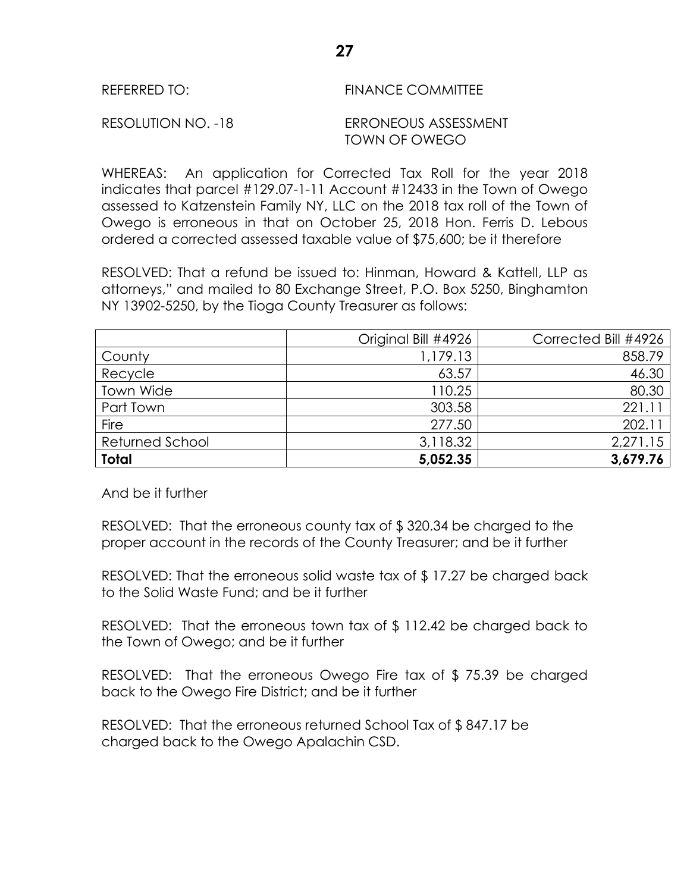REFERRED TO: FINANCE COMMITTEE

RESOLUTION NO. -18 ERRONEOUS ASSESSMENT TOWN OF OWEGO

WHEREAS: An application for Corrected Tax Roll for the year 2018 indicates that parcel #129.07-1-11 Account #12433 in the Town of Owego assessed to Katzenstein Family NY, LLC on the 2018 tax roll of the Town of Owego is erroneous in that on October 25, 2018 Hon. Ferris D. Lebous ordered a corrected assessed taxable value of $75,600; be it therefore

RESOLVED: That a refund be issued to: Hinman, Howard & Kattell, LLP as attorneys," and mailed to 80 Exchange Street, P.O. Box 5250, Binghamton NY 13902-5250, by the Tioga County Treasurer as follows:

| | Original Bill #4926 | Corrected Bill #4926 |
|---|---:|---:|
| County | 1,179.13 | 858.79 |
| Recycle | 63.57 | 46.30 |
| Town Wide | 110.25 | 80.30 |
| Part Town | 303.58 | 221.11 |
| Fire | 277.50 | 202.11 |
| Returned School | 3,118.32 | 2,271.15 |
| **Total** | **5,052.35** | **3,679.76** |

And be it further

RESOLVED: That the erroneous county tax of $ 320.34 be charged to the proper account in the records of the County Treasurer; and be it further

RESOLVED: That the erroneous solid waste tax of $ 17.27 be charged back to the Solid Waste Fund; and be it further

RESOLVED: That the erroneous town tax of $ 112.42 be charged back to the Town of Owego; and be it further

RESOLVED: That the erroneous Owego Fire tax of $ 75.39 be charged back to the Owego Fire District; and be it further

RESOLVED: That the erroneous returned School Tax of $ 847.17 be charged back to the Owego Apalachin CSD.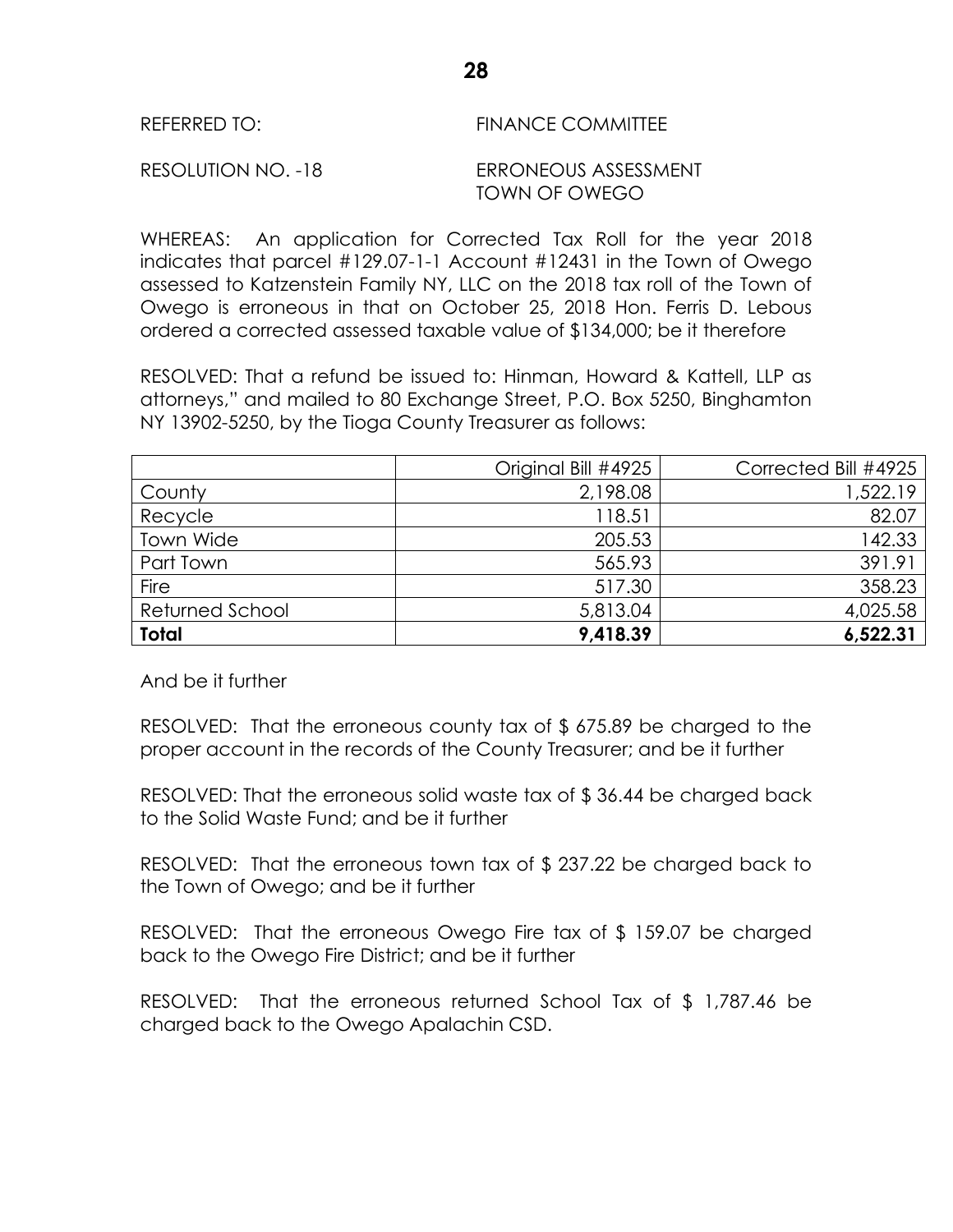REFERRED TO: FINANCE COMMITTEE

RESOLUTION NO. -18 ERRONEOUS ASSESSMENT
TOWN OF OWEGO

WHEREAS: An application for Corrected Tax Roll for the year 2018 indicates that parcel #129.07-1-1 Account #12431 in the Town of Owego assessed to Katzenstein Family NY, LLC on the 2018 tax roll of the Town of Owego is erroneous in that on October 25, 2018 Hon. Ferris D. Lebous ordered a corrected assessed taxable value of $134,000; be it therefore

RESOLVED: That a refund be issued to: Hinman, Howard & Kattell, LLP as attorneys," and mailed to 80 Exchange Street, P.O. Box 5250, Binghamton NY 13902-5250, by the Tioga County Treasurer as follows:

| | Original Bill #4925 | Corrected Bill #4925 |
|---|---:|---:|
| County | 2,198.08 | 1,522.19 |
| Recycle | 118.51 | 82.07 |
| Town Wide | 205.53 | 142.33 |
| Part Town | 565.93 | 391.91 |
| Fire | 517.30 | 358.23 |
| Returned School | 5,813.04 | 4,025.58 |
| **Total** | **9,418.39** | **6,522.31** |

And be it further

RESOLVED: That the erroneous county tax of $ 675.89 be charged to the proper account in the records of the County Treasurer; and be it further

RESOLVED: That the erroneous solid waste tax of $ 36.44 be charged back to the Solid Waste Fund; and be it further

RESOLVED: That the erroneous town tax of $ 237.22 be charged back to the Town of Owego; and be it further

RESOLVED: That the erroneous Owego Fire tax of $ 159.07 be charged back to the Owego Fire District; and be it further

RESOLVED: That the erroneous returned School Tax of $ 1,787.46 be charged back to the Owego Apalachin CSD.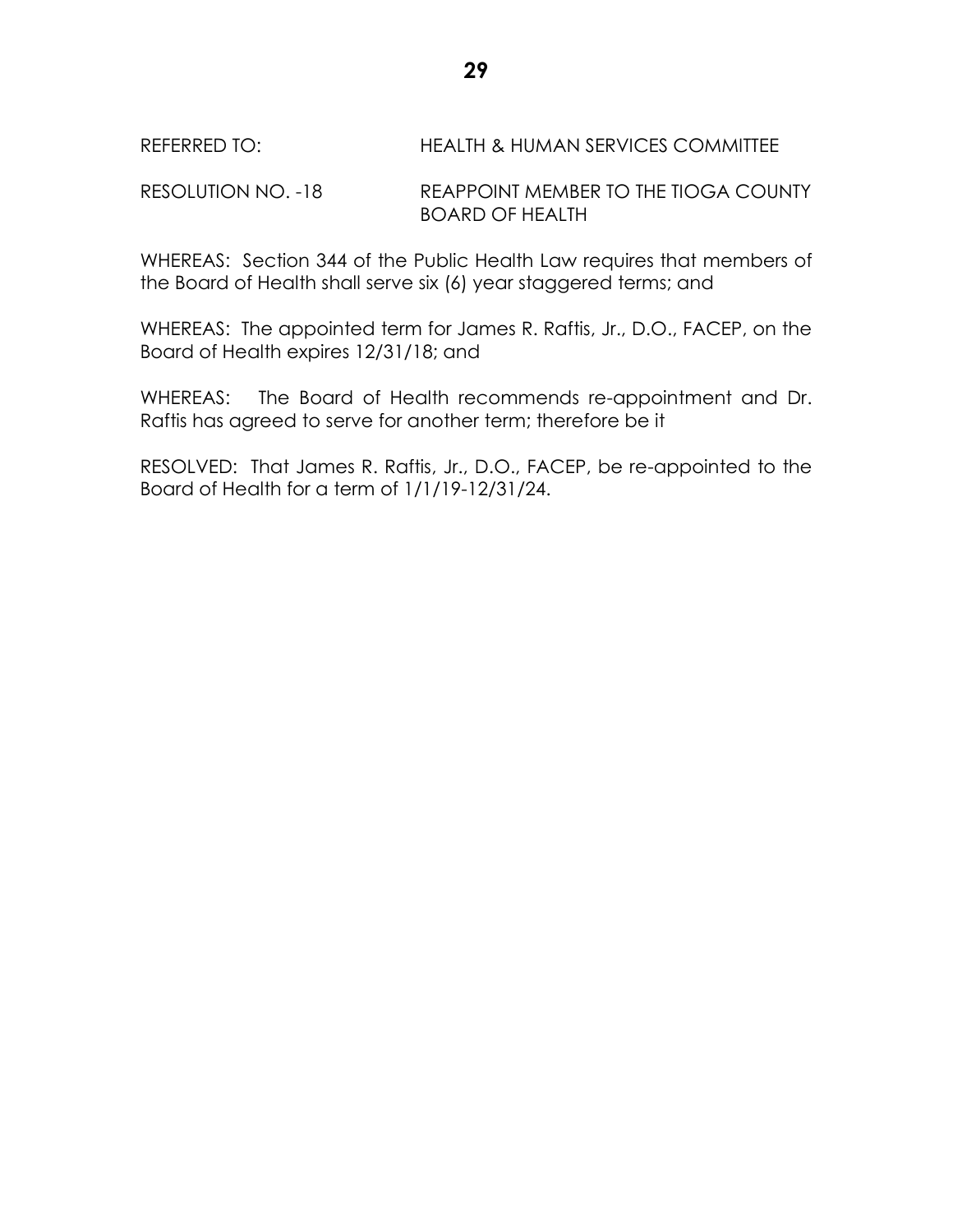REFERRED TO: HEALTH & HUMAN SERVICES COMMITTEE

RESOLUTION NO. -18 REAPPOINT MEMBER TO THE TIOGA COUNTY BOARD OF HEALTH

WHEREAS: Section 344 of the Public Health Law requires that members of the Board of Health shall serve six (6) year staggered terms; and

WHEREAS: The appointed term for James R. Raftis, Jr., D.O., FACEP, on the Board of Health expires 12/31/18; and

WHEREAS: The Board of Health recommends re-appointment and Dr. Raftis has agreed to serve for another term; therefore be it

RESOLVED: That James R. Raftis, Jr., D.O., FACEP, be re-appointed to the Board of Health for a term of 1/1/19-12/31/24.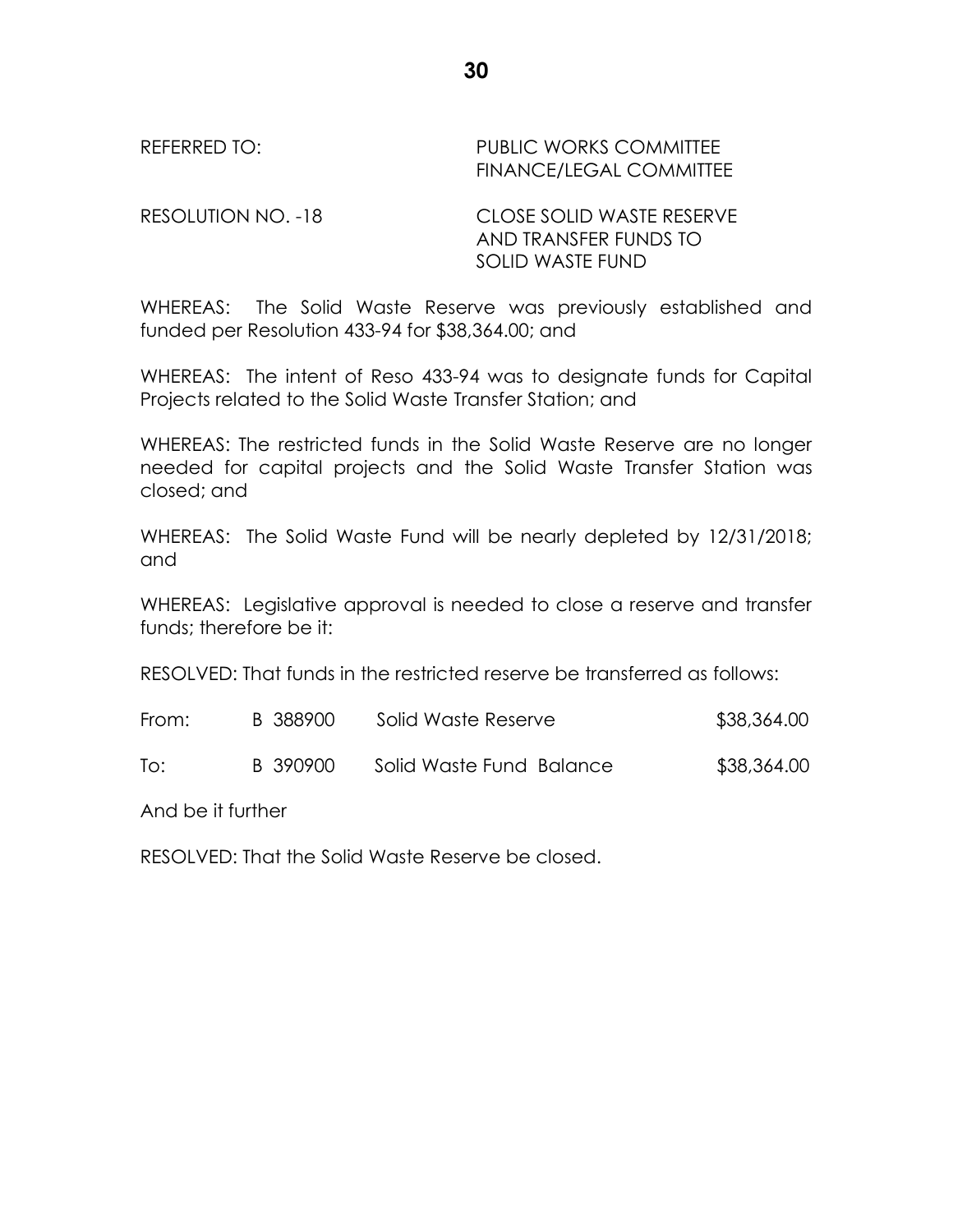REFERRED TO: PUBLIC WORKS COMMITTEE
FINANCE/LEGAL COMMITTEE

RESOLUTION NO. -18 CLOSE SOLID WASTE RESERVE AND TRANSFER FUNDS TO SOLID WASTE FUND

WHEREAS: The Solid Waste Reserve was previously established and funded per Resolution 433-94 for $38,364.00; and

WHEREAS: The intent of Reso 433-94 was to designate funds for Capital Projects related to the Solid Waste Transfer Station; and

WHEREAS: The restricted funds in the Solid Waste Reserve are no longer needed for capital projects and the Solid Waste Transfer Station was closed; and

WHEREAS: The Solid Waste Fund will be nearly depleted by 12/31/2018; and

WHEREAS: Legislative approval is needed to close a reserve and transfer funds; therefore be it:

RESOLVED: That funds in the restricted reserve be transferred as follows:

| | | | |
|---|---|---|---|
| From: | B 388900 | Solid Waste Reserve | $38,364.00 |
| To: | B 390900 | Solid Waste Fund Balance | $38,364.00 |

And be it further

RESOLVED: That the Solid Waste Reserve be closed.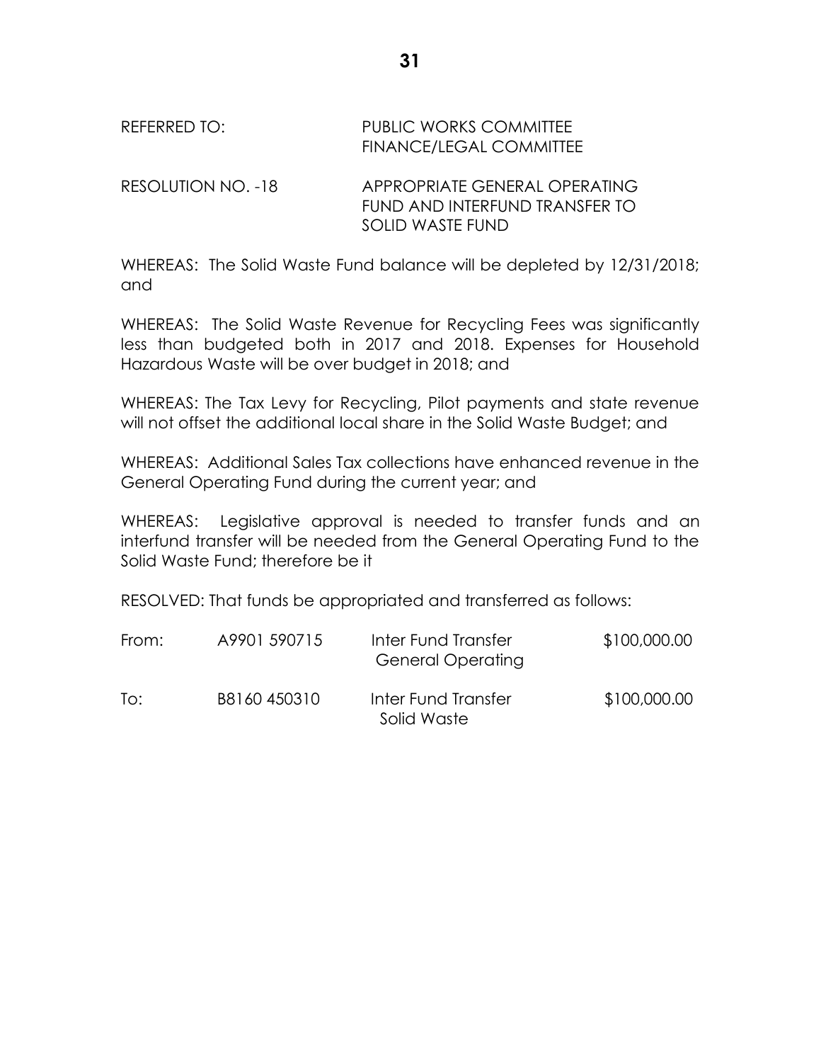| | |
|---|---|
| REFERRED TO: | PUBLIC WORKS COMMITTEE<br>FINANCE/LEGAL COMMITTEE |
| RESOLUTION NO. -18 | APPROPRIATE GENERAL OPERATING FUND AND INTERFUND TRANSFER TO SOLID WASTE FUND |

WHEREAS: The Solid Waste Fund balance will be depleted by 12/31/2018; and

WHEREAS: The Solid Waste Revenue for Recycling Fees was significantly less than budgeted both in 2017 and 2018. Expenses for Household Hazardous Waste will be over budget in 2018; and

WHEREAS: The Tax Levy for Recycling, Pilot payments and state revenue will not offset the additional local share in the Solid Waste Budget; and

WHEREAS: Additional Sales Tax collections have enhanced revenue in the General Operating Fund during the current year; and

WHEREAS: Legislative approval is needed to transfer funds and an interfund transfer will be needed from the General Operating Fund to the Solid Waste Fund; therefore be it

RESOLVED: That funds be appropriated and transferred as follows:

| | | | |
|---|---|---|---|
| From: | A9901 590715 | Inter Fund Transfer General Operating | \$100,000.00 |
| To: | B8160 450310 | Inter Fund Transfer Solid Waste | \$100,000.00 |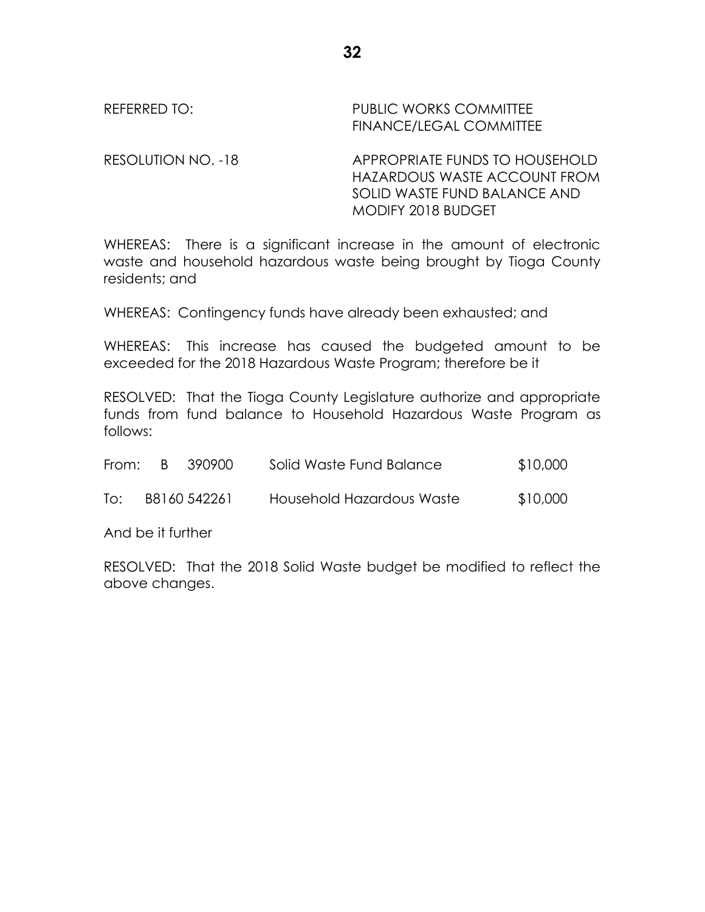REFERRED TO: PUBLIC WORKS COMMITTEE
FINANCE/LEGAL COMMITTEE

RESOLUTION NO. -18 APPROPRIATE FUNDS TO HOUSEHOLD HAZARDOUS WASTE ACCOUNT FROM SOLID WASTE FUND BALANCE AND MODIFY 2018 BUDGET

WHEREAS: There is a significant increase in the amount of electronic waste and household hazardous waste being brought by Tioga County residents; and

WHEREAS: Contingency funds have already been exhausted; and

WHEREAS: This increase has caused the budgeted amount to be exceeded for the 2018 Hazardous Waste Program; therefore be it

RESOLVED: That the Tioga County Legislature authorize and appropriate funds from fund balance to Household Hazardous Waste Program as follows:

| | | | |
|---|---|---|---|
| From: | B 390900 | Solid Waste Fund Balance | $10,000 |
| To: | B8160 542261 | Household Hazardous Waste | $10,000 |

And be it further

RESOLVED: That the 2018 Solid Waste budget be modified to reflect the above changes.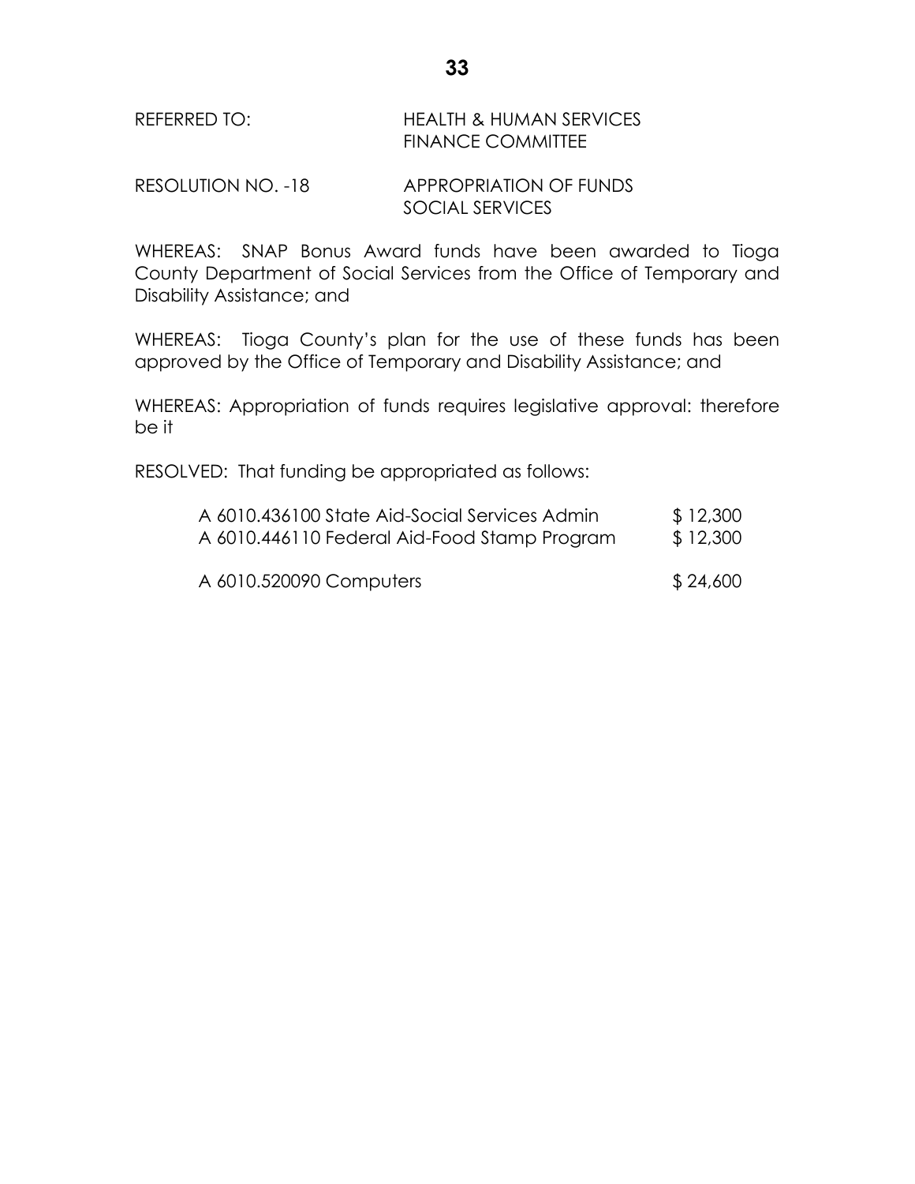REFERRED TO: HEALTH & HUMAN SERVICES
FINANCE COMMITTEE

RESOLUTION NO. -18 APPROPRIATION OF FUNDS
SOCIAL SERVICES

WHEREAS: SNAP Bonus Award funds have been awarded to Tioga County Department of Social Services from the Office of Temporary and Disability Assistance; and

WHEREAS: Tioga County's plan for the use of these funds has been approved by the Office of Temporary and Disability Assistance; and

WHEREAS: Appropriation of funds requires legislative approval: therefore be it

RESOLVED: That funding be appropriated as follows:

| | |
|---|---|
| A 6010.436100 State Aid-Social Services Admin | $ 12,300 |
| A 6010.446110 Federal Aid-Food Stamp Program | $ 12,300 |
| | |
| A 6010.520090 Computers | $ 24,600 |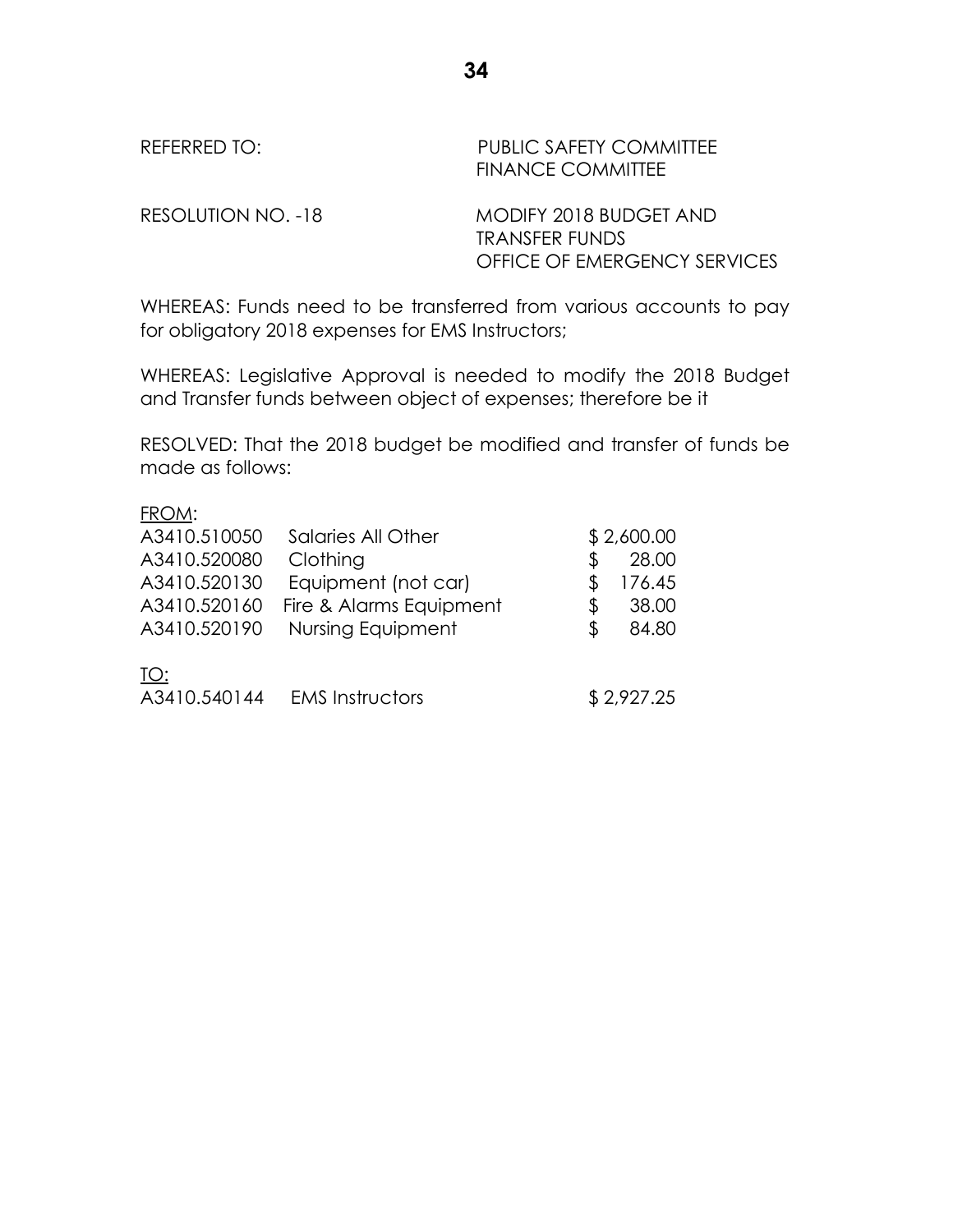REFERRED TO: PUBLIC SAFETY COMMITTEE
FINANCE COMMITTEE

RESOLUTION NO. -18 MODIFY 2018 BUDGET AND
TRANSFER FUNDS
OFFICE OF EMERGENCY SERVICES

WHEREAS: Funds need to be transferred from various accounts to pay for obligatory 2018 expenses for EMS Instructors;

WHEREAS: Legislative Approval is needed to modify the 2018 Budget and Transfer funds between object of expenses; therefore be it

RESOLVED: That the 2018 budget be modified and transfer of funds be made as follows:

FROM:

| | | |
|---|---|---|
| A3410.510050 | Salaries All Other | $ 2,600.00 |
| A3410.520080 | Clothing | $ 28.00 |
| A3410.520130 | Equipment (not car) | $ 176.45 |
| A3410.520160 | Fire & Alarms Equipment | $ 38.00 |
| A3410.520190 | Nursing Equipment | $ 84.80 |

TO:

| | | |
|---|---|---|
| A3410.540144 | EMS Instructors | $ 2,927.25 |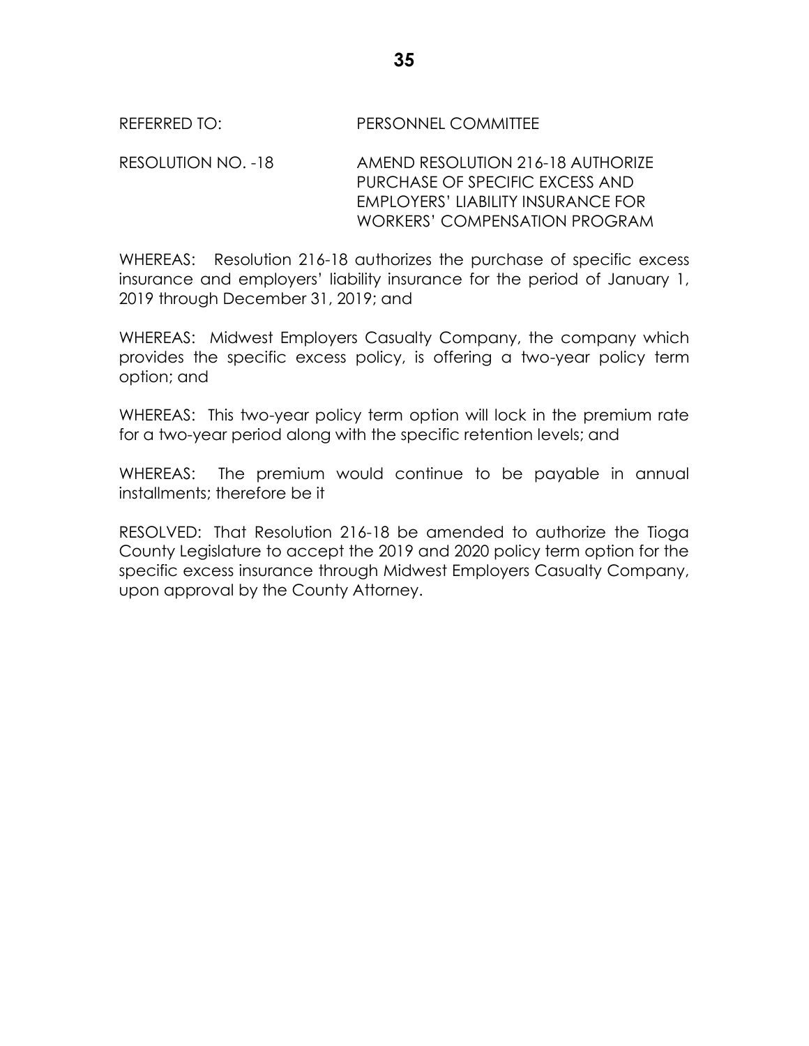REFERRED TO: PERSONNEL COMMITTEE

RESOLUTION NO. -18 AMEND RESOLUTION 216-18 AUTHORIZE PURCHASE OF SPECIFIC EXCESS AND EMPLOYERS' LIABILITY INSURANCE FOR WORKERS' COMPENSATION PROGRAM

WHEREAS: Resolution 216-18 authorizes the purchase of specific excess insurance and employers' liability insurance for the period of January 1, 2019 through December 31, 2019; and

WHEREAS: Midwest Employers Casualty Company, the company which provides the specific excess policy, is offering a two-year policy term option; and

WHEREAS: This two-year policy term option will lock in the premium rate for a two-year period along with the specific retention levels; and

WHEREAS: The premium would continue to be payable in annual installments; therefore be it

RESOLVED: That Resolution 216-18 be amended to authorize the Tioga County Legislature to accept the 2019 and 2020 policy term option for the specific excess insurance through Midwest Employers Casualty Company, upon approval by the County Attorney.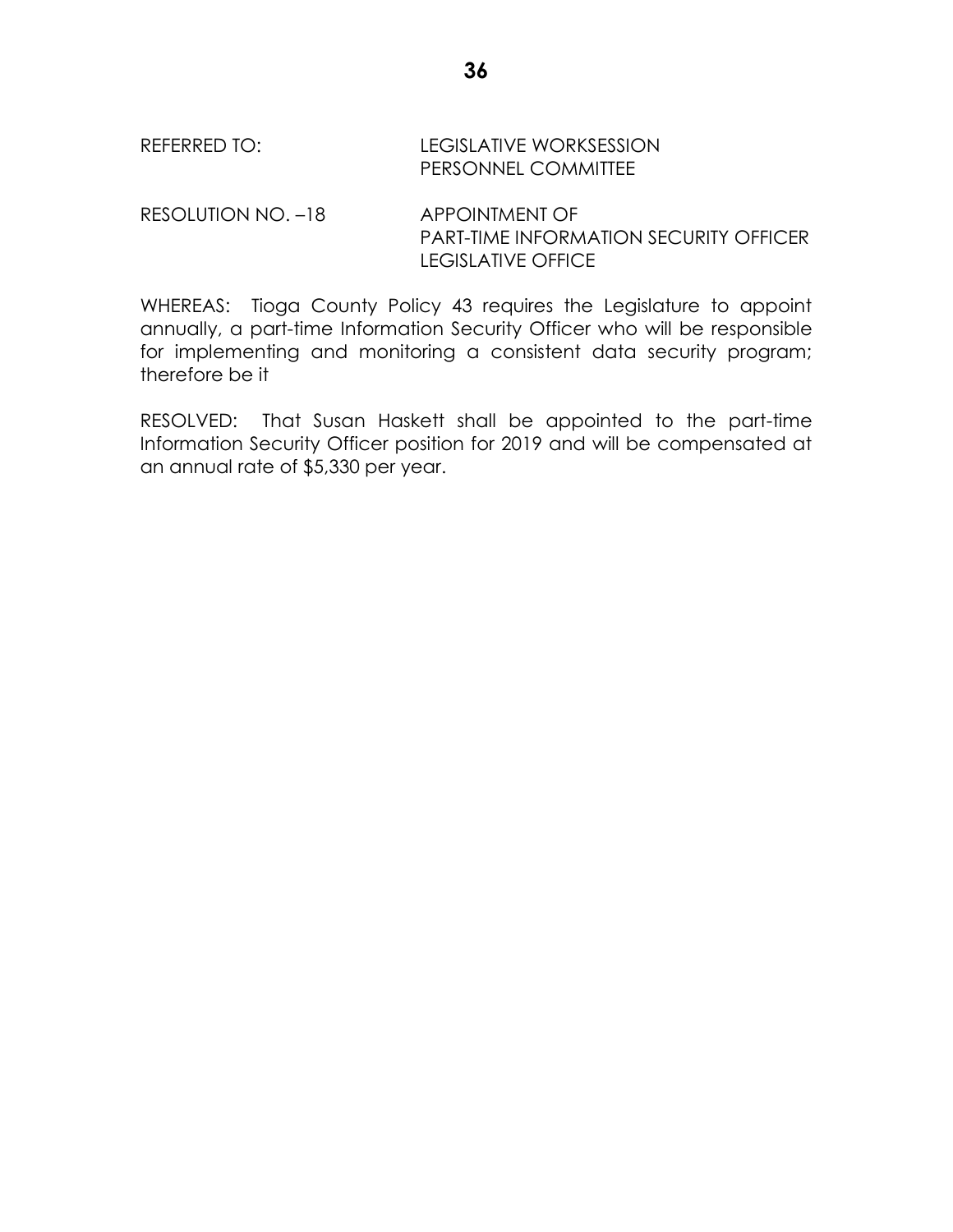REFERRED TO: LEGISLATIVE WORKSESSION
PERSONNEL COMMITTEE

RESOLUTION NO. –18 APPOINTMENT OF
PART-TIME INFORMATION SECURITY OFFICER
LEGISLATIVE OFFICE

WHEREAS: Tioga County Policy 43 requires the Legislature to appoint annually, a part-time Information Security Officer who will be responsible for implementing and monitoring a consistent data security program; therefore be it

RESOLVED: That Susan Haskett shall be appointed to the part-time Information Security Officer position for 2019 and will be compensated at an annual rate of $5,330 per year.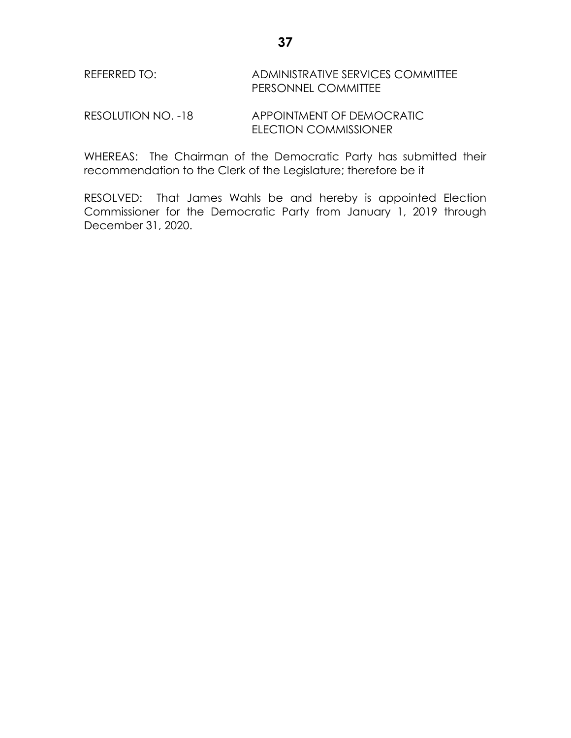REFERRED TO: ADMINISTRATIVE SERVICES COMMITTEE
PERSONNEL COMMITTEE

RESOLUTION NO. -18 APPOINTMENT OF DEMOCRATIC ELECTION COMMISSIONER

WHEREAS: The Chairman of the Democratic Party has submitted their recommendation to the Clerk of the Legislature; therefore be it

RESOLVED: That James Wahls be and hereby is appointed Election Commissioner for the Democratic Party from January 1, 2019 through December 31, 2020.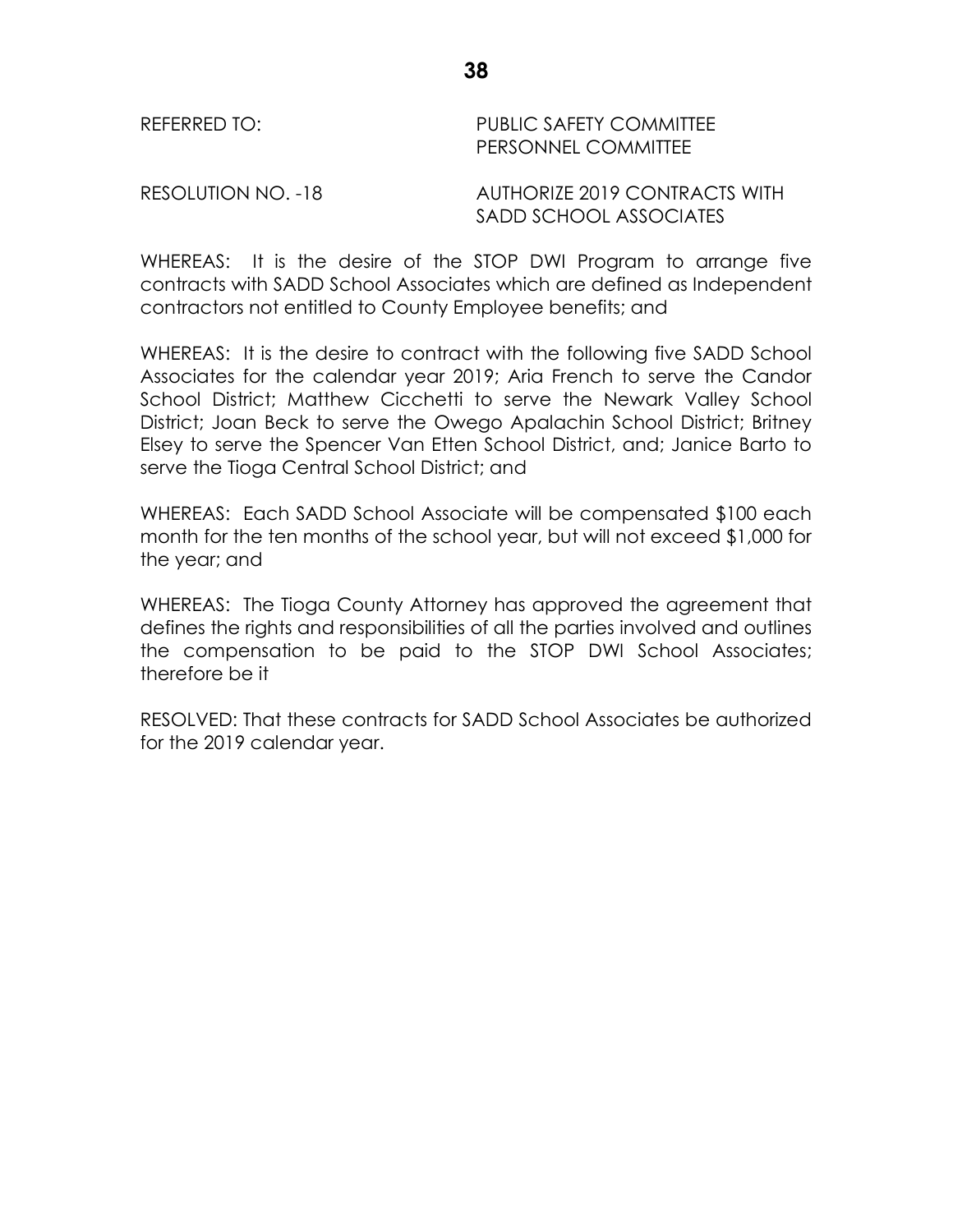REFERRED TO: PUBLIC SAFETY COMMITTEE
PERSONNEL COMMITTEE

RESOLUTION NO. -18 AUTHORIZE 2019 CONTRACTS WITH SADD SCHOOL ASSOCIATES

WHEREAS: It is the desire of the STOP DWI Program to arrange five contracts with SADD School Associates which are defined as Independent contractors not entitled to County Employee benefits; and

WHEREAS: It is the desire to contract with the following five SADD School Associates for the calendar year 2019; Aria French to serve the Candor School District; Matthew Cicchetti to serve the Newark Valley School District; Joan Beck to serve the Owego Apalachin School District; Britney Elsey to serve the Spencer Van Etten School District, and; Janice Barto to serve the Tioga Central School District; and

WHEREAS: Each SADD School Associate will be compensated $100 each month for the ten months of the school year, but will not exceed $1,000 for the year; and

WHEREAS: The Tioga County Attorney has approved the agreement that defines the rights and responsibilities of all the parties involved and outlines the compensation to be paid to the STOP DWI School Associates; therefore be it

RESOLVED: That these contracts for SADD School Associates be authorized for the 2019 calendar year.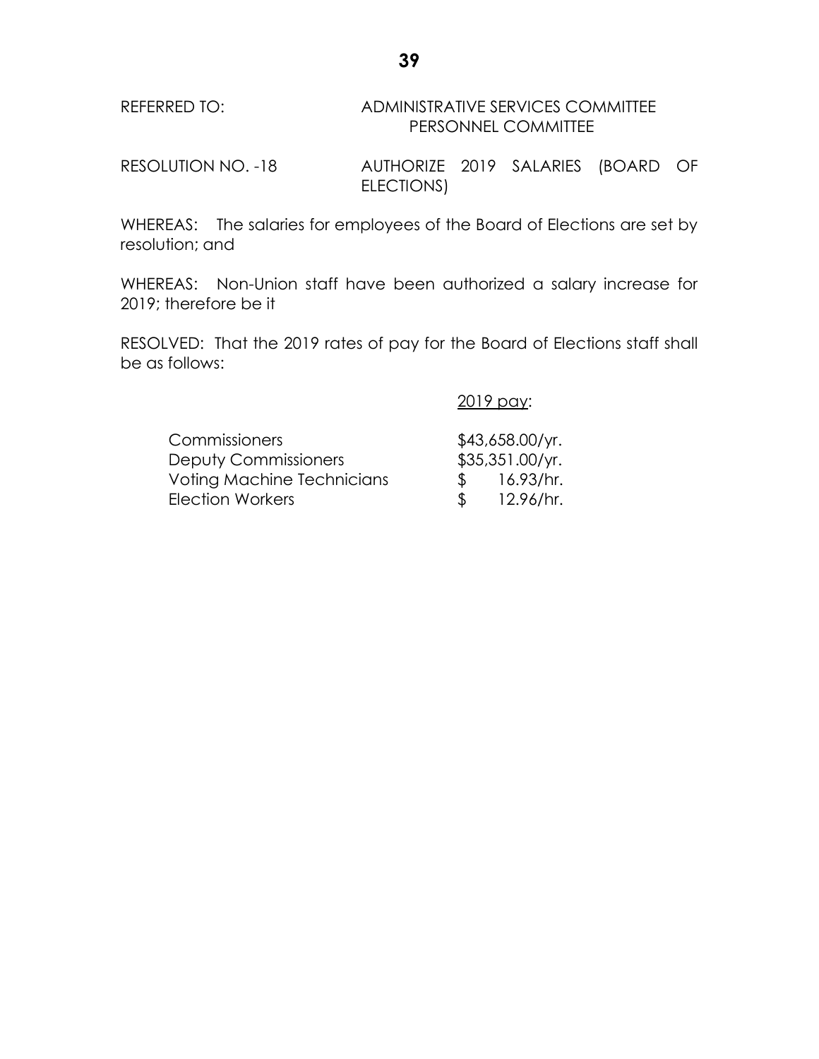REFERRED TO: ADMINISTRATIVE SERVICES COMMITTEE
PERSONNEL COMMITTEE

RESOLUTION NO. -18 AUTHORIZE 2019 SALARIES (BOARD OF ELECTIONS)

WHEREAS: The salaries for employees of the Board of Elections are set by resolution; and

WHEREAS: Non-Union staff have been authorized a salary increase for 2019; therefore be it

RESOLVED: That the 2019 rates of pay for the Board of Elections staff shall be as follows:

| | <u>2019 pay</u>: |
|---|---|
| Commissioners | $43,658.00/yr. |
| Deputy Commissioners | $35,351.00/yr. |
| Voting Machine Technicians | $ 16.93/hr. |
| Election Workers | $ 12.96/hr. |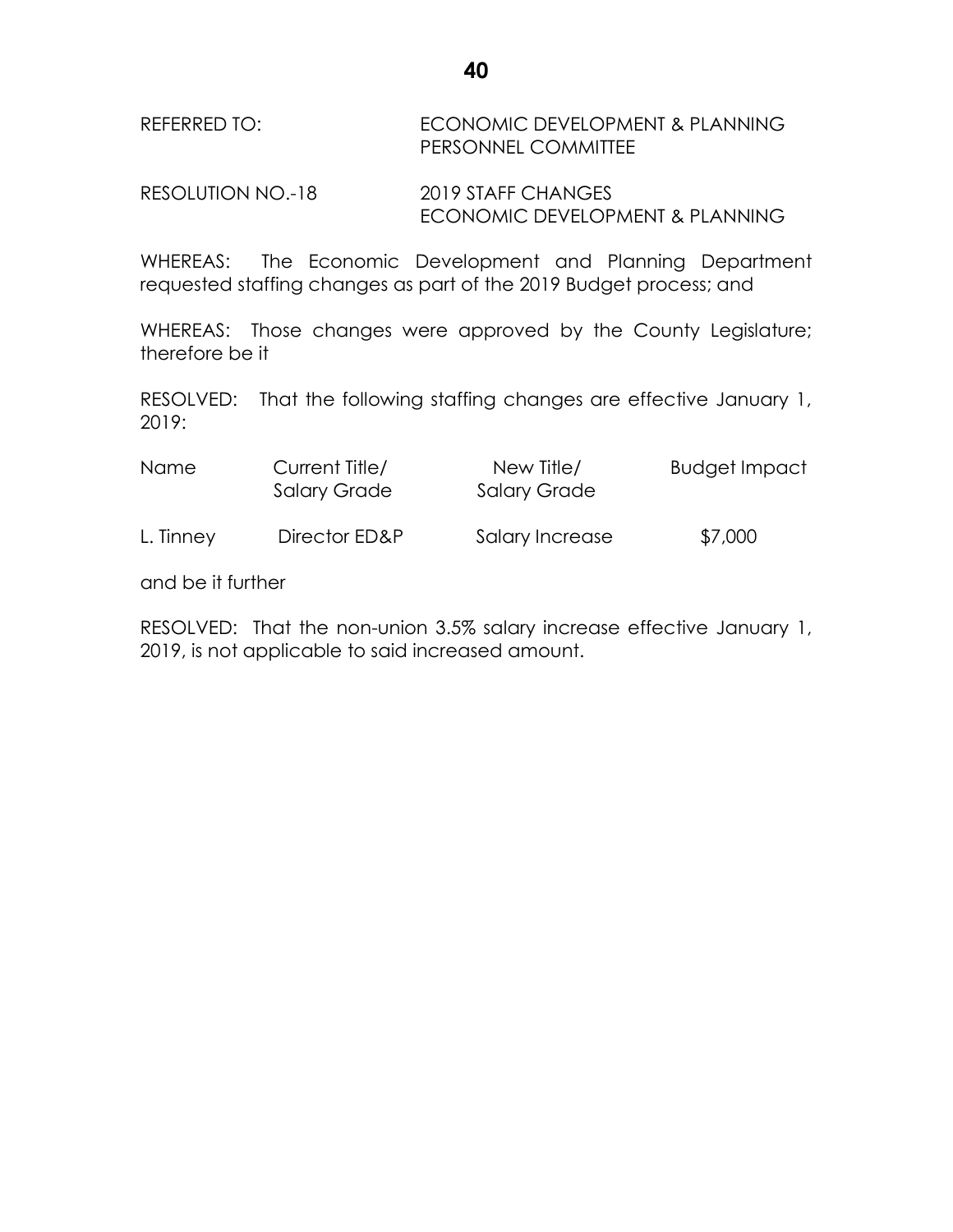REFERRED TO: ECONOMIC DEVELOPMENT & PLANNING
PERSONNEL COMMITTEE

RESOLUTION NO.-18 2019 STAFF CHANGES
ECONOMIC DEVELOPMENT & PLANNING

WHEREAS: The Economic Development and Planning Department requested staffing changes as part of the 2019 Budget process; and

WHEREAS: Those changes were approved by the County Legislature; therefore be it

RESOLVED: That the following staffing changes are effective January 1, 2019:

| Name | Current Title/ Salary Grade | New Title/ Salary Grade | Budget Impact |
|---|---|---|---|
| L. Tinney | Director ED&P | Salary Increase | $7,000 |

and be it further

RESOLVED: That the non-union 3.5% salary increase effective January 1, 2019, is not applicable to said increased amount.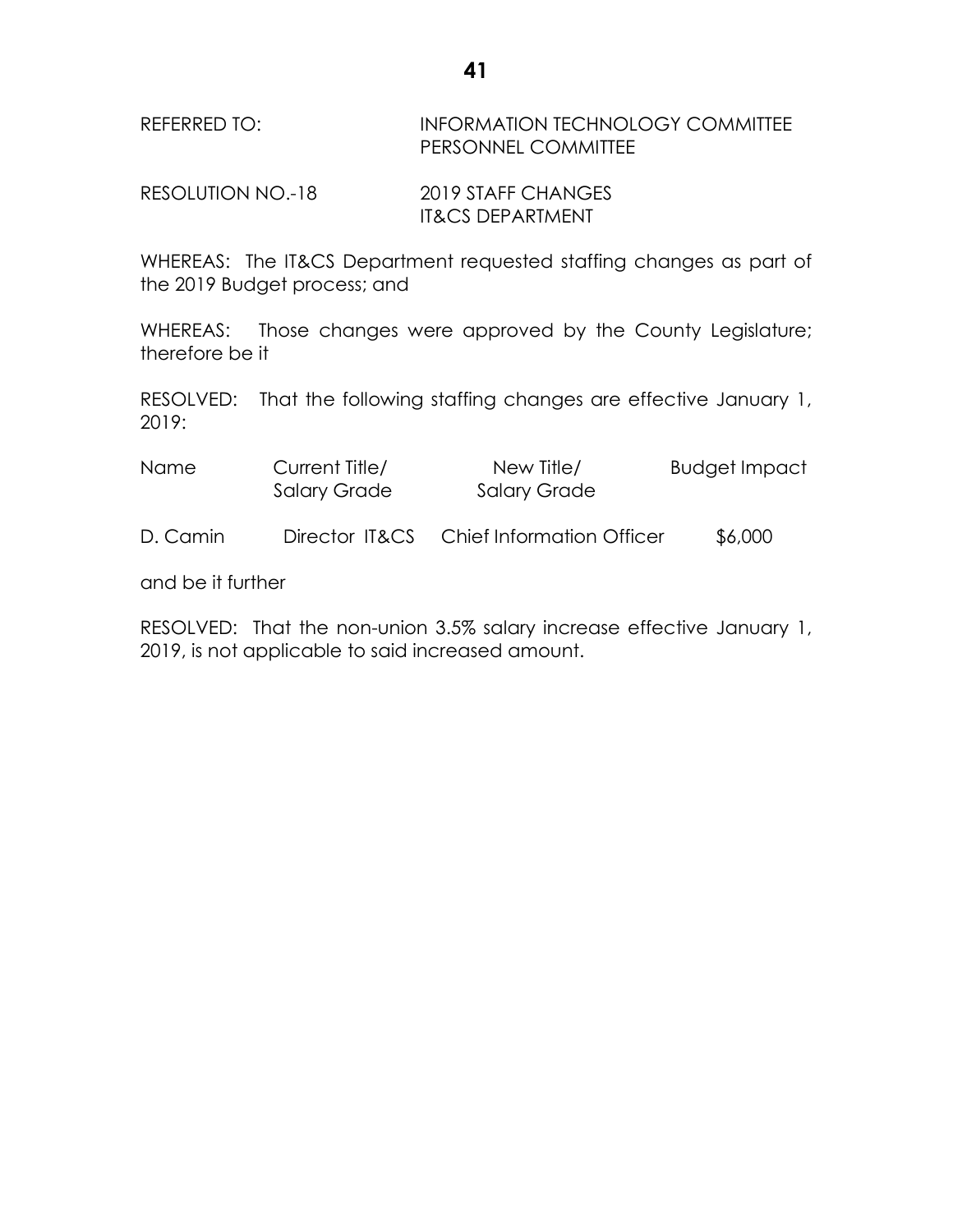REFERRED TO: INFORMATION TECHNOLOGY COMMITTEE
PERSONNEL COMMITTEE

RESOLUTION NO.-18 2019 STAFF CHANGES
IT&CS DEPARTMENT

WHEREAS: The IT&CS Department requested staffing changes as part of the 2019 Budget process; and

WHEREAS: Those changes were approved by the County Legislature; therefore be it

RESOLVED: That the following staffing changes are effective January 1, 2019:

| Name | Current Title/ Salary Grade | New Title/ Salary Grade | Budget Impact |
|---|---|---|---|
| D. Camin | Director IT&CS | Chief Information Officer | $6,000 |

and be it further

RESOLVED: That the non-union 3.5% salary increase effective January 1, 2019, is not applicable to said increased amount.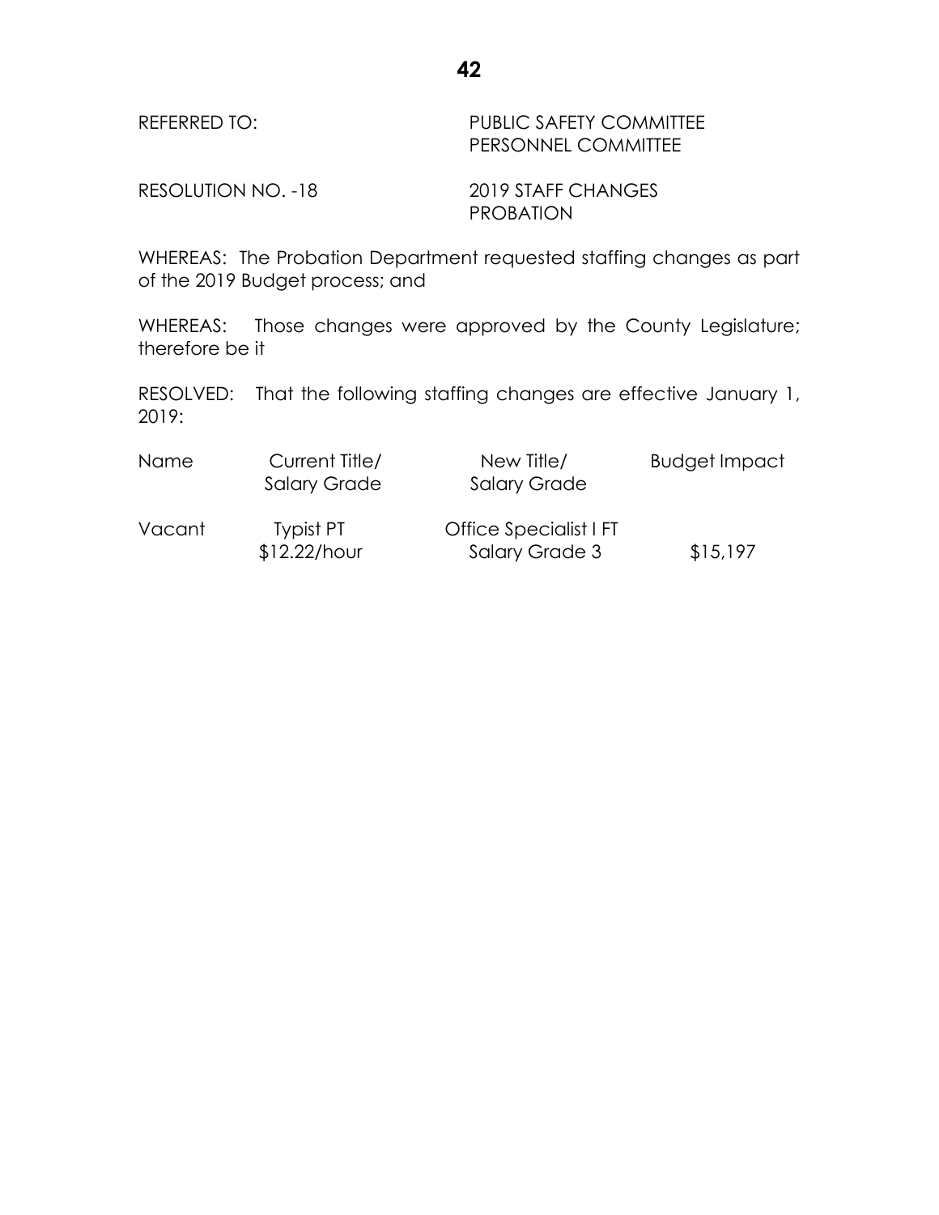REFERRED TO: PUBLIC SAFETY COMMITTEE
PERSONNEL COMMITTEE

RESOLUTION NO. -18 2019 STAFF CHANGES
PROBATION

WHEREAS: The Probation Department requested staffing changes as part of the 2019 Budget process; and

WHEREAS: Those changes were approved by the County Legislature; therefore be it

RESOLVED: That the following staffing changes are effective January 1, 2019:

| Name | Current Title/ Salary Grade | New Title/ Salary Grade | Budget Impact |
|---|---|---|---|
| Vacant | Typist PT $12.22/hour | Office Specialist I FT Salary Grade 3 | $15,197 |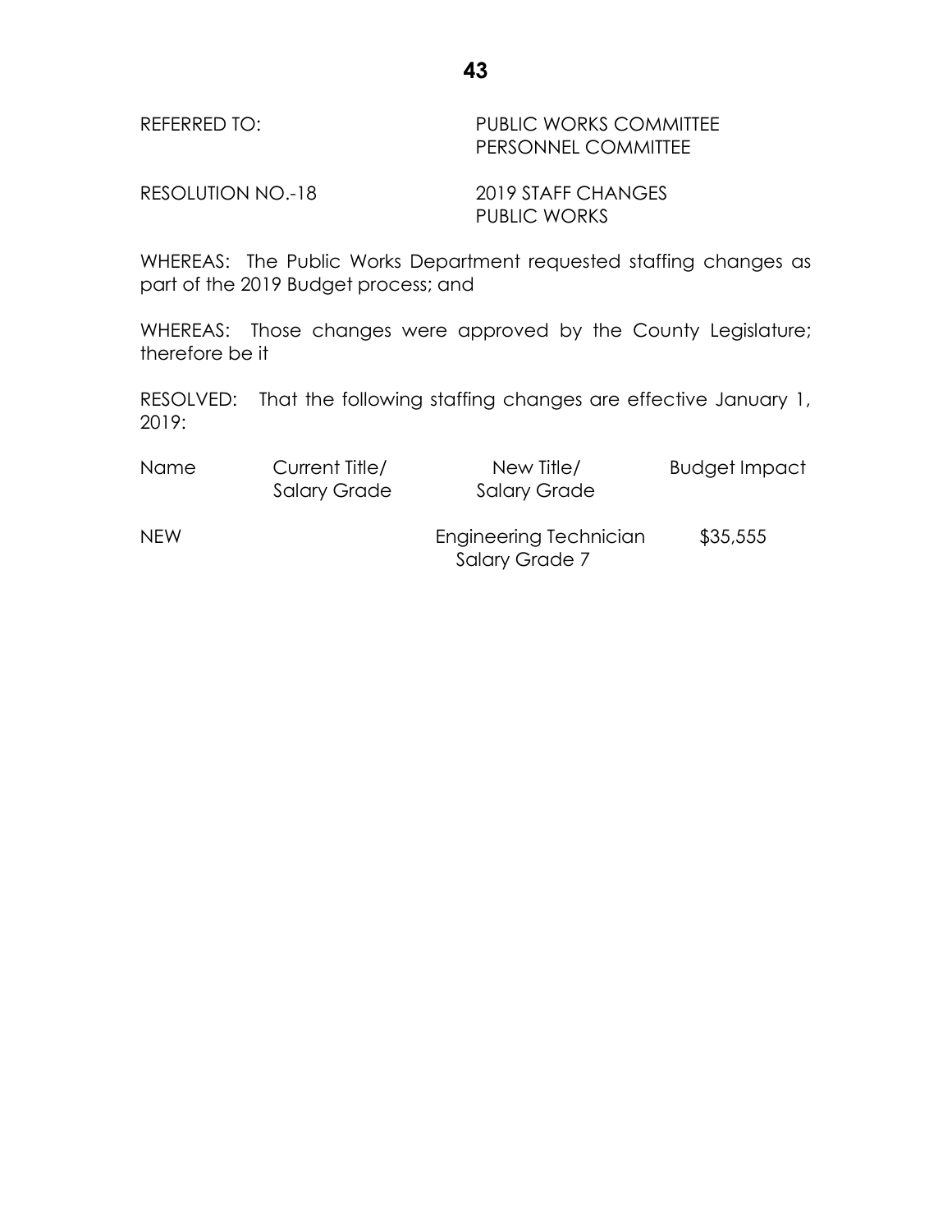REFERRED TO: PUBLIC WORKS COMMITTEE
PERSONNEL COMMITTEE

RESOLUTION NO.-18 2019 STAFF CHANGES
PUBLIC WORKS

WHEREAS: The Public Works Department requested staffing changes as part of the 2019 Budget process; and

WHEREAS: Those changes were approved by the County Legislature; therefore be it

RESOLVED: That the following staffing changes are effective January 1, 2019:

| Name | Current Title/ Salary Grade | New Title/ Salary Grade | Budget Impact |
|---|---|---|---|
| NEW | | Engineering Technician Salary Grade 7 | $35,555 |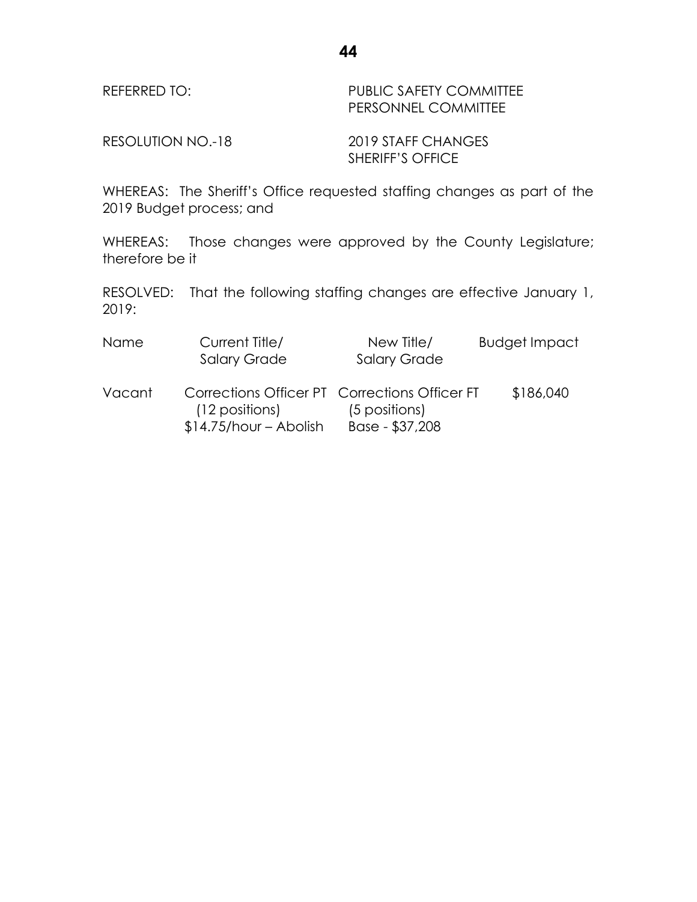REFERRED TO: PUBLIC SAFETY COMMITTEE
PERSONNEL COMMITTEE

RESOLUTION NO.-18 2019 STAFF CHANGES
SHERIFF'S OFFICE

WHEREAS: The Sheriff's Office requested staffing changes as part of the 2019 Budget process; and

WHEREAS: Those changes were approved by the County Legislature; therefore be it

RESOLVED: That the following staffing changes are effective January 1, 2019:

| Name | Current Title/ Salary Grade | New Title/ Salary Grade | Budget Impact |
| --- | --- | --- | --- |
| Vacant | Corrections Officer PT (12 positions) $14.75/hour – Abolish | Corrections Officer FT (5 positions) Base - $37,208 | $186,040 |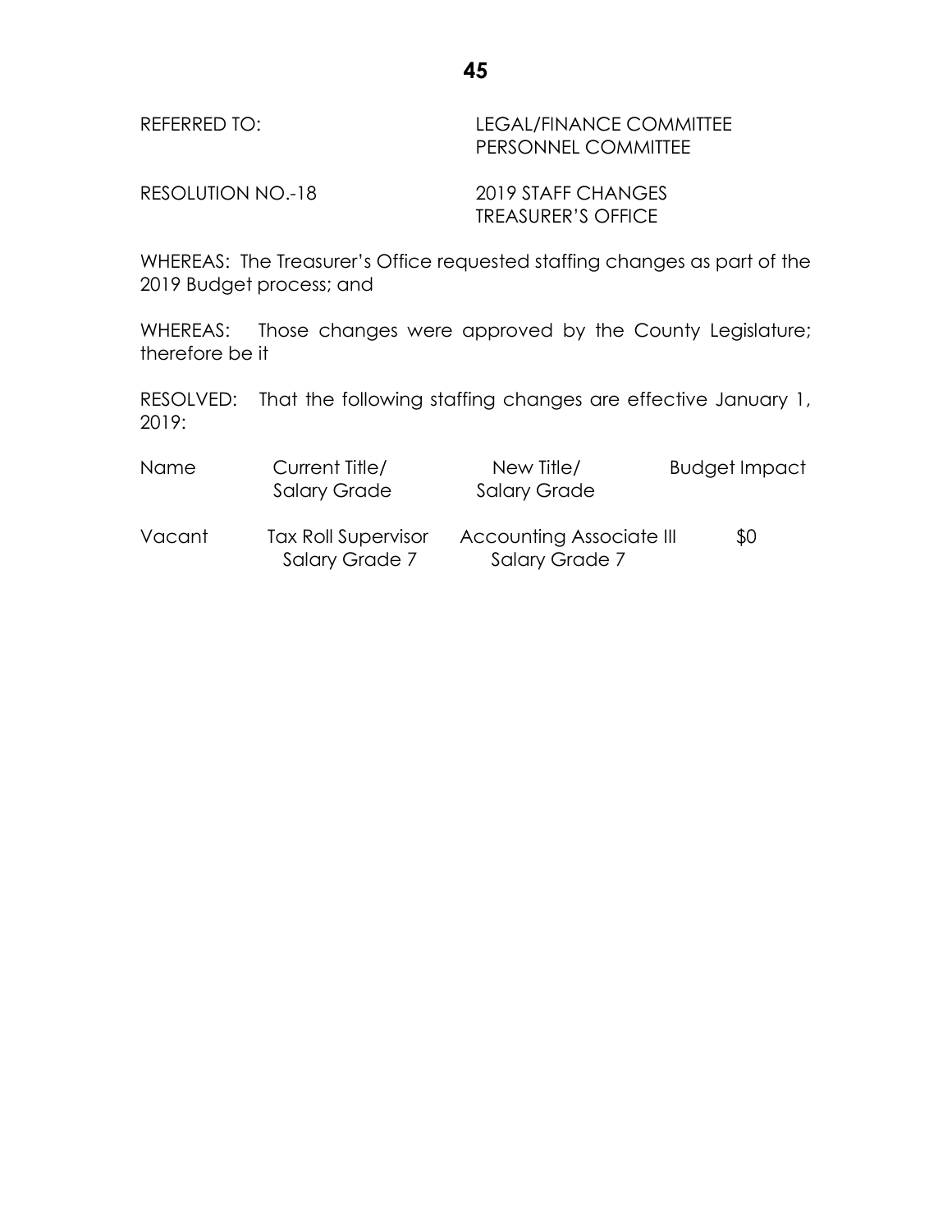REFERRED TO: LEGAL/FINANCE COMMITTEE
PERSONNEL COMMITTEE

RESOLUTION NO.-18 2019 STAFF CHANGES
TREASURER'S OFFICE

WHEREAS: The Treasurer's Office requested staffing changes as part of the 2019 Budget process; and

WHEREAS: Those changes were approved by the County Legislature; therefore be it

RESOLVED: That the following staffing changes are effective January 1, 2019:

| Name | Current Title/ Salary Grade | New Title/ Salary Grade | Budget Impact |
|---|---|---|---|
| Vacant | Tax Roll Supervisor Salary Grade 7 | Accounting Associate III Salary Grade 7 | $0 |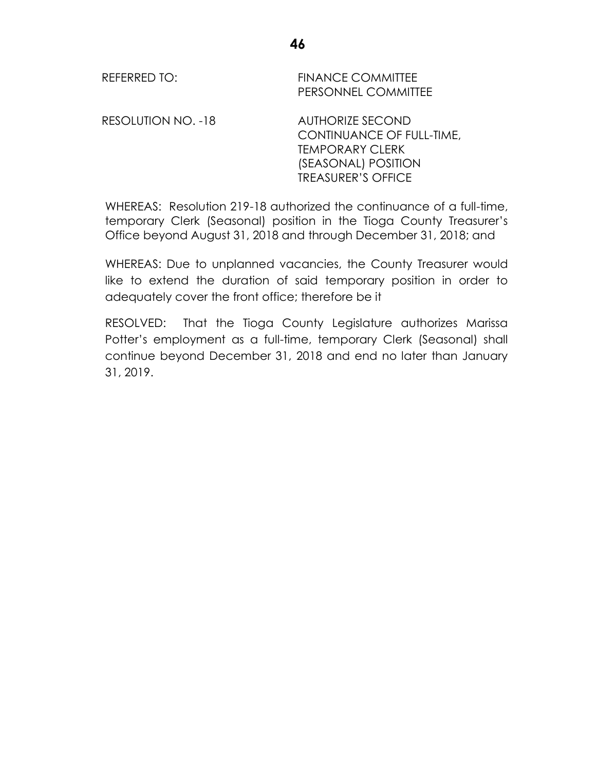REFERRED TO: FINANCE COMMITTEE
PERSONNEL COMMITTEE

RESOLUTION NO. -18 AUTHORIZE SECOND CONTINUANCE OF FULL-TIME, TEMPORARY CLERK (SEASONAL) POSITION TREASURER'S OFFICE

WHEREAS: Resolution 219-18 authorized the continuance of a full-time, temporary Clerk (Seasonal) position in the Tioga County Treasurer's Office beyond August 31, 2018 and through December 31, 2018; and

WHEREAS: Due to unplanned vacancies, the County Treasurer would like to extend the duration of said temporary position in order to adequately cover the front office; therefore be it

RESOLVED: That the Tioga County Legislature authorizes Marissa Potter's employment as a full-time, temporary Clerk (Seasonal) shall continue beyond December 31, 2018 and end no later than January 31, 2019.